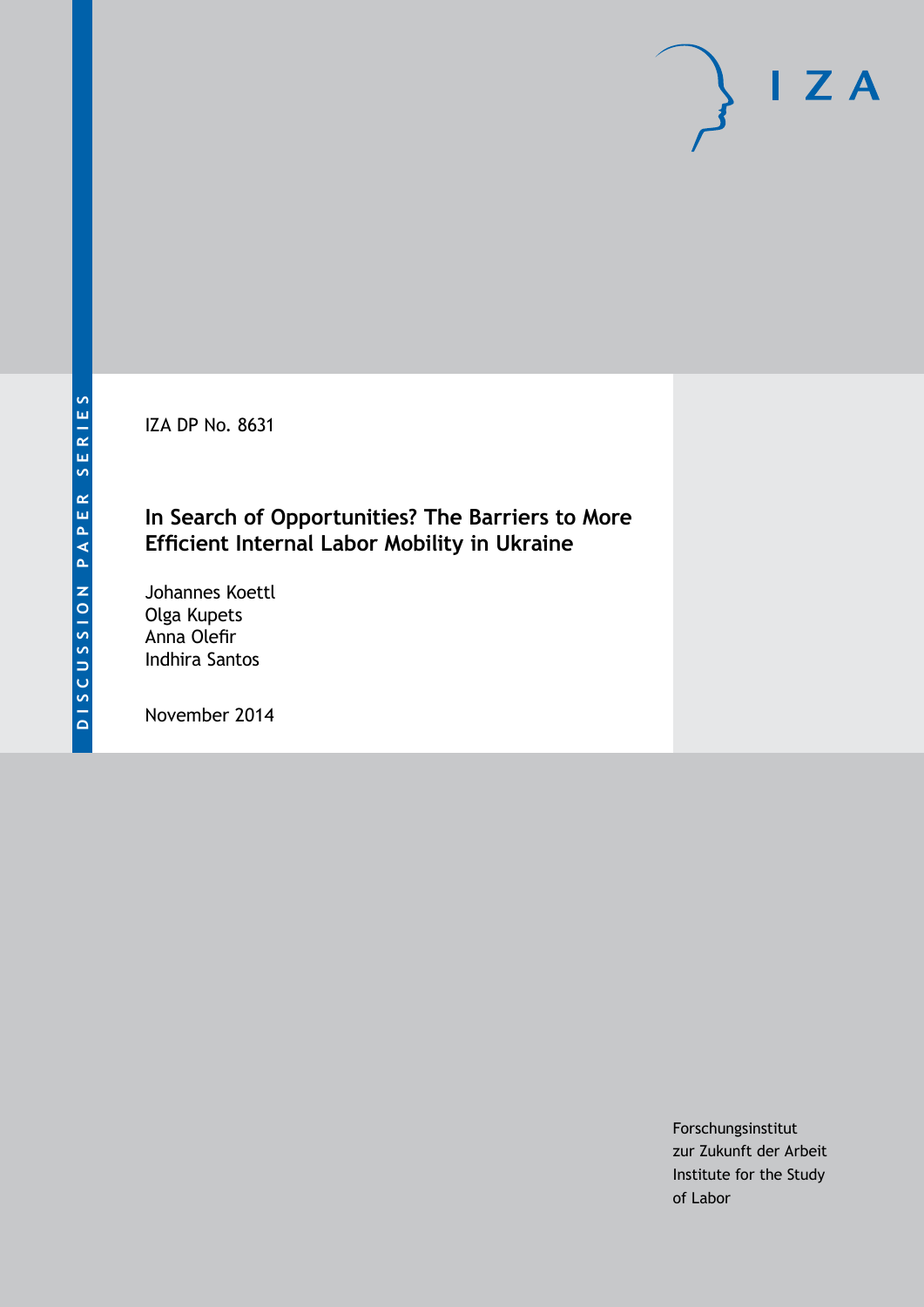DISCUSSION PAPER SERIES

IZA DP No. 8631

# In Search of Opportunities? The Barriers to More Efficient Internal Labor Mobility in Ukraine

Johannes Koettl
Olga Kupets
Anna Olefir
Indhira Santos

November 2014

Forschungsinstitut
zur Zukunft der Arbeit
Institute for the Study
of Labor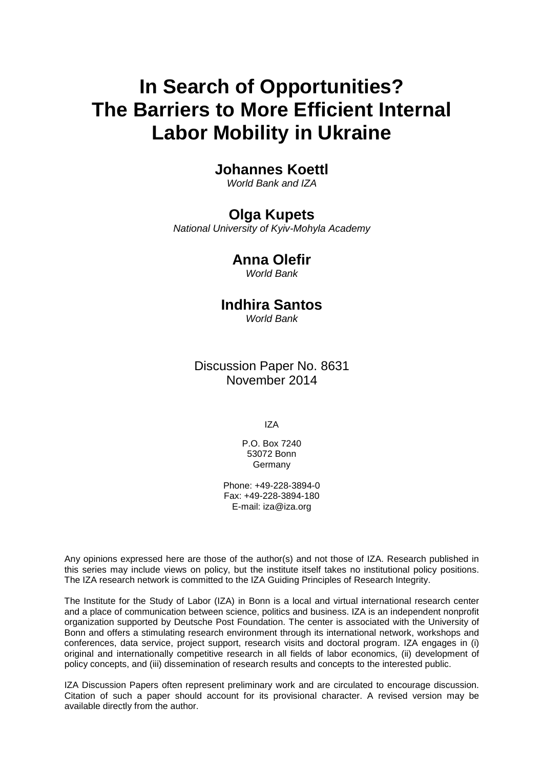# In Search of Opportunities? The Barriers to More Efficient Internal Labor Mobility in Ukraine

**Johannes Koettl**
*World Bank and IZA*

**Olga Kupets**
*National University of Kyiv-Mohyla Academy*

**Anna Olefir**
*World Bank*

**Indhira Santos**
*World Bank*

Discussion Paper No. 8631
November 2014

IZA

P.O. Box 7240
53072 Bonn
Germany

Phone: +49-228-3894-0
Fax: +49-228-3894-180
E-mail: iza@iza.org

Any opinions expressed here are those of the author(s) and not those of IZA. Research published in this series may include views on policy, but the institute itself takes no institutional policy positions. The IZA research network is committed to the IZA Guiding Principles of Research Integrity.

The Institute for the Study of Labor (IZA) in Bonn is a local and virtual international research center and a place of communication between science, politics and business. IZA is an independent nonprofit organization supported by Deutsche Post Foundation. The center is associated with the University of Bonn and offers a stimulating research environment through its international network, workshops and conferences, data service, project support, research visits and doctoral program. IZA engages in (i) original and internationally competitive research in all fields of labor economics, (ii) development of policy concepts, and (iii) dissemination of research results and concepts to the interested public.

IZA Discussion Papers often represent preliminary work and are circulated to encourage discussion. Citation of such a paper should account for its provisional character. A revised version may be available directly from the author.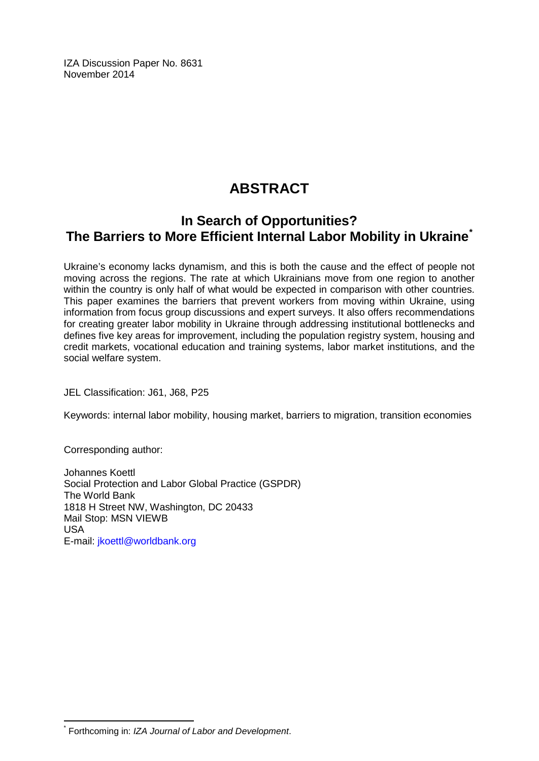IZA Discussion Paper No. 8631
November 2014

# ABSTRACT

## In Search of Opportunities? The Barriers to More Efficient Internal Labor Mobility in Ukraine[*]

Ukraine's economy lacks dynamism, and this is both the cause and the effect of people not moving across the regions. The rate at which Ukrainians move from one region to another within the country is only half of what would be expected in comparison with other countries. This paper examines the barriers that prevent workers from moving within Ukraine, using information from focus group discussions and expert surveys. It also offers recommendations for creating greater labor mobility in Ukraine through addressing institutional bottlenecks and defines five key areas for improvement, including the population registry system, housing and credit markets, vocational education and training systems, labor market institutions, and the social welfare system.

JEL Classification: J61, J68, P25

Keywords: internal labor mobility, housing market, barriers to migration, transition economies

Corresponding author:

Johannes Koettl
Social Protection and Labor Global Practice (GSPDR)
The World Bank
1818 H Street NW, Washington, DC 20433
Mail Stop: MSN VIEWB
USA
E-mail: jkoettl@worldbank.org

[*] Forthcoming in: *IZA Journal of Labor and Development*.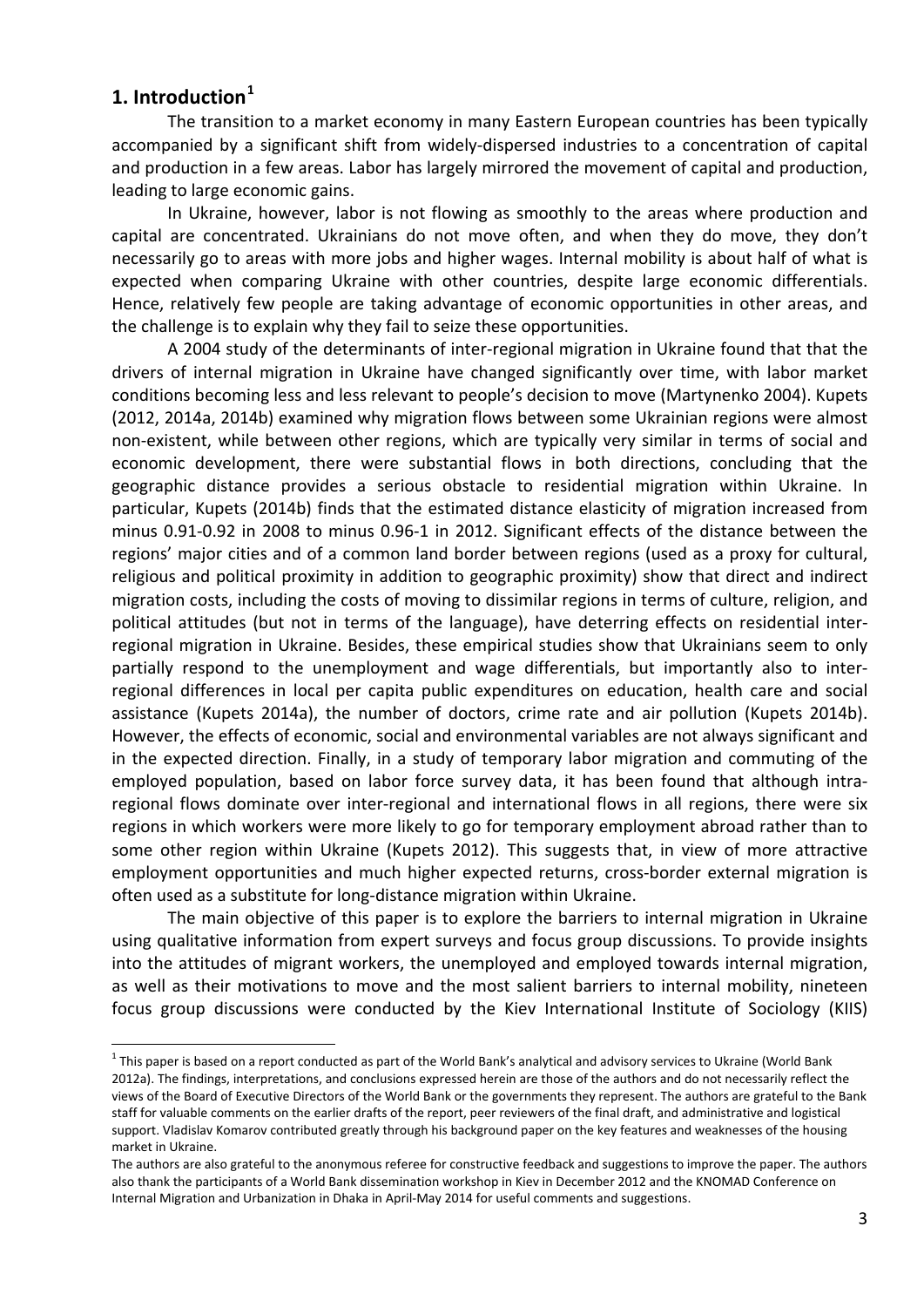## 1. Introduction[1]

The transition to a market economy in many Eastern European countries has been typically accompanied by a significant shift from widely-dispersed industries to a concentration of capital and production in a few areas. Labor has largely mirrored the movement of capital and production, leading to large economic gains.

In Ukraine, however, labor is not flowing as smoothly to the areas where production and capital are concentrated. Ukrainians do not move often, and when they do move, they don't necessarily go to areas with more jobs and higher wages. Internal mobility is about half of what is expected when comparing Ukraine with other countries, despite large economic differentials. Hence, relatively few people are taking advantage of economic opportunities in other areas, and the challenge is to explain why they fail to seize these opportunities.

A 2004 study of the determinants of inter-regional migration in Ukraine found that that the drivers of internal migration in Ukraine have changed significantly over time, with labor market conditions becoming less and less relevant to people's decision to move (Martynenko 2004). Kupets (2012, 2014a, 2014b) examined why migration flows between some Ukrainian regions were almost non-existent, while between other regions, which are typically very similar in terms of social and economic development, there were substantial flows in both directions, concluding that the geographic distance provides a serious obstacle to residential migration within Ukraine. In particular, Kupets (2014b) finds that the estimated distance elasticity of migration increased from minus 0.91-0.92 in 2008 to minus 0.96-1 in 2012. Significant effects of the distance between the regions' major cities and of a common land border between regions (used as a proxy for cultural, religious and political proximity in addition to geographic proximity) show that direct and indirect migration costs, including the costs of moving to dissimilar regions in terms of culture, religion, and political attitudes (but not in terms of the language), have deterring effects on residential inter-regional migration in Ukraine. Besides, these empirical studies show that Ukrainians seem to only partially respond to the unemployment and wage differentials, but importantly also to inter-regional differences in local per capita public expenditures on education, health care and social assistance (Kupets 2014a), the number of doctors, crime rate and air pollution (Kupets 2014b). However, the effects of economic, social and environmental variables are not always significant and in the expected direction. Finally, in a study of temporary labor migration and commuting of the employed population, based on labor force survey data, it has been found that although intra-regional flows dominate over inter-regional and international flows in all regions, there were six regions in which workers were more likely to go for temporary employment abroad rather than to some other region within Ukraine (Kupets 2012). This suggests that, in view of more attractive employment opportunities and much higher expected returns, cross-border external migration is often used as a substitute for long-distance migration within Ukraine.

The main objective of this paper is to explore the barriers to internal migration in Ukraine using qualitative information from expert surveys and focus group discussions. To provide insights into the attitudes of migrant workers, the unemployed and employed towards internal migration, as well as their motivations to move and the most salient barriers to internal mobility, nineteen focus group discussions were conducted by the Kiev International Institute of Sociology (KIIS)

---

[1] This paper is based on a report conducted as part of the World Bank's analytical and advisory services to Ukraine (World Bank 2012a). The findings, interpretations, and conclusions expressed herein are those of the authors and do not necessarily reflect the views of the Board of Executive Directors of the World Bank or the governments they represent. The authors are grateful to the Bank staff for valuable comments on the earlier drafts of the report, peer reviewers of the final draft, and administrative and logistical support. Vladislav Komarov contributed greatly through his background paper on the key features and weaknesses of the housing market in Ukraine.

The authors are also grateful to the anonymous referee for constructive feedback and suggestions to improve the paper. The authors also thank the participants of a World Bank dissemination workshop in Kiev in December 2012 and the KNOMAD Conference on Internal Migration and Urbanization in Dhaka in April-May 2014 for useful comments and suggestions.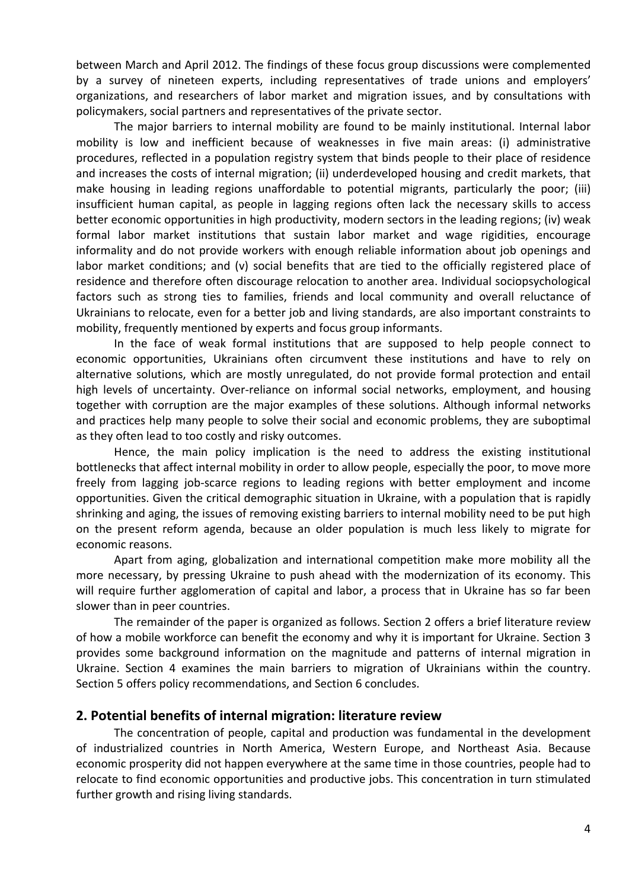between March and April 2012. The findings of these focus group discussions were complemented by a survey of nineteen experts, including representatives of trade unions and employers' organizations, and researchers of labor market and migration issues, and by consultations with policymakers, social partners and representatives of the private sector.

The major barriers to internal mobility are found to be mainly institutional. Internal labor mobility is low and inefficient because of weaknesses in five main areas: (i) administrative procedures, reflected in a population registry system that binds people to their place of residence and increases the costs of internal migration; (ii) underdeveloped housing and credit markets, that make housing in leading regions unaffordable to potential migrants, particularly the poor; (iii) insufficient human capital, as people in lagging regions often lack the necessary skills to access better economic opportunities in high productivity, modern sectors in the leading regions; (iv) weak formal labor market institutions that sustain labor market and wage rigidities, encourage informality and do not provide workers with enough reliable information about job openings and labor market conditions; and (v) social benefits that are tied to the officially registered place of residence and therefore often discourage relocation to another area. Individual sociopsychological factors such as strong ties to families, friends and local community and overall reluctance of Ukrainians to relocate, even for a better job and living standards, are also important constraints to mobility, frequently mentioned by experts and focus group informants.

In the face of weak formal institutions that are supposed to help people connect to economic opportunities, Ukrainians often circumvent these institutions and have to rely on alternative solutions, which are mostly unregulated, do not provide formal protection and entail high levels of uncertainty. Over-reliance on informal social networks, employment, and housing together with corruption are the major examples of these solutions. Although informal networks and practices help many people to solve their social and economic problems, they are suboptimal as they often lead to too costly and risky outcomes.

Hence, the main policy implication is the need to address the existing institutional bottlenecks that affect internal mobility in order to allow people, especially the poor, to move more freely from lagging job-scarce regions to leading regions with better employment and income opportunities. Given the critical demographic situation in Ukraine, with a population that is rapidly shrinking and aging, the issues of removing existing barriers to internal mobility need to be put high on the present reform agenda, because an older population is much less likely to migrate for economic reasons.

Apart from aging, globalization and international competition make more mobility all the more necessary, by pressing Ukraine to push ahead with the modernization of its economy. This will require further agglomeration of capital and labor, a process that in Ukraine has so far been slower than in peer countries.

The remainder of the paper is organized as follows. Section 2 offers a brief literature review of how a mobile workforce can benefit the economy and why it is important for Ukraine. Section 3 provides some background information on the magnitude and patterns of internal migration in Ukraine. Section 4 examines the main barriers to migration of Ukrainians within the country. Section 5 offers policy recommendations, and Section 6 concludes.

## 2. Potential benefits of internal migration: literature review

The concentration of people, capital and production was fundamental in the development of industrialized countries in North America, Western Europe, and Northeast Asia. Because economic prosperity did not happen everywhere at the same time in those countries, people had to relocate to find economic opportunities and productive jobs. This concentration in turn stimulated further growth and rising living standards.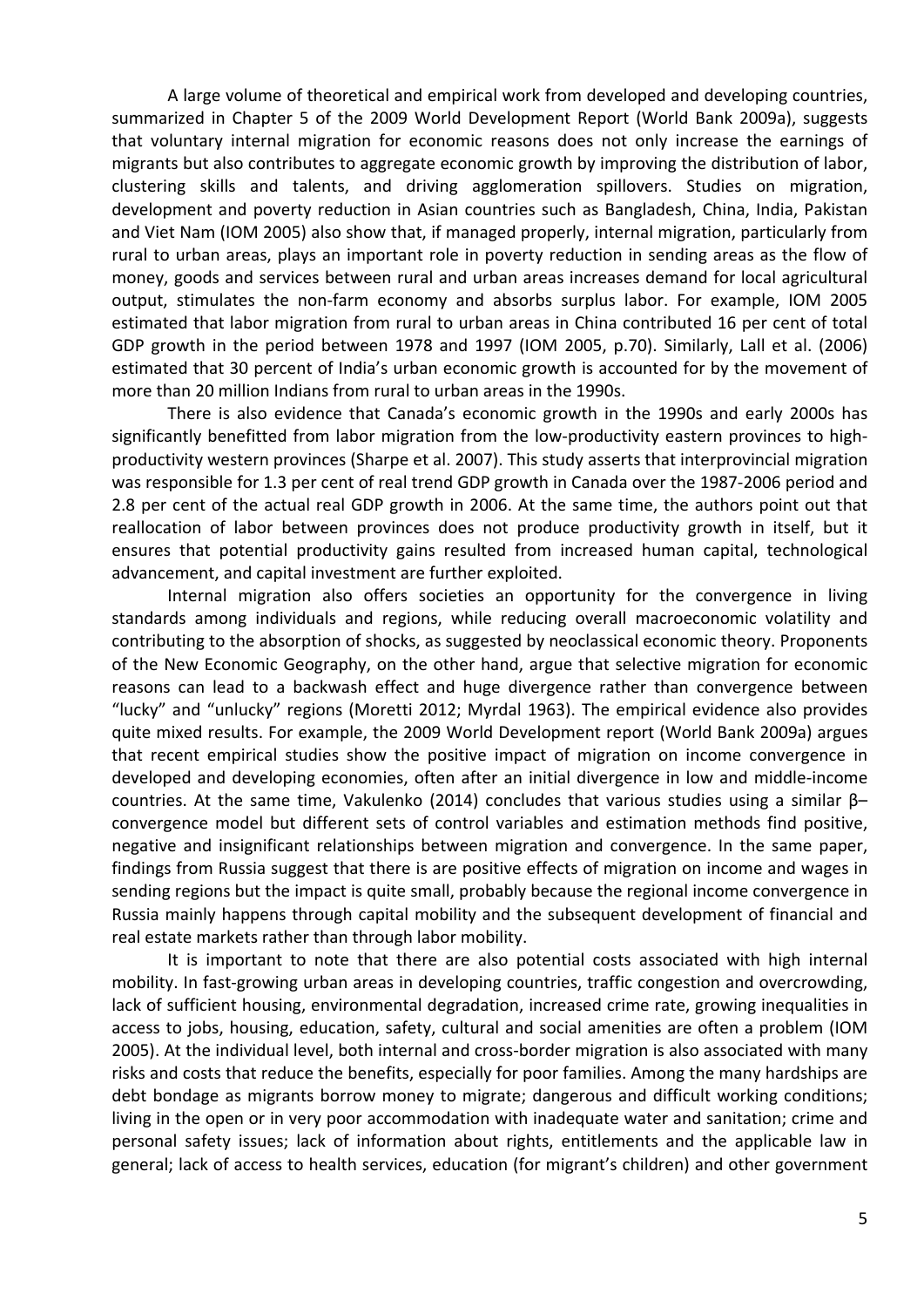A large volume of theoretical and empirical work from developed and developing countries, summarized in Chapter 5 of the 2009 World Development Report (World Bank 2009a), suggests that voluntary internal migration for economic reasons does not only increase the earnings of migrants but also contributes to aggregate economic growth by improving the distribution of labor, clustering skills and talents, and driving agglomeration spillovers. Studies on migration, development and poverty reduction in Asian countries such as Bangladesh, China, India, Pakistan and Viet Nam (IOM 2005) also show that, if managed properly, internal migration, particularly from rural to urban areas, plays an important role in poverty reduction in sending areas as the flow of money, goods and services between rural and urban areas increases demand for local agricultural output, stimulates the non-farm economy and absorbs surplus labor. For example, IOM 2005 estimated that labor migration from rural to urban areas in China contributed 16 per cent of total GDP growth in the period between 1978 and 1997 (IOM 2005, p.70). Similarly, Lall et al. (2006) estimated that 30 percent of India's urban economic growth is accounted for by the movement of more than 20 million Indians from rural to urban areas in the 1990s.

There is also evidence that Canada's economic growth in the 1990s and early 2000s has significantly benefitted from labor migration from the low-productivity eastern provinces to high-productivity western provinces (Sharpe et al. 2007). This study asserts that interprovincial migration was responsible for 1.3 per cent of real trend GDP growth in Canada over the 1987-2006 period and 2.8 per cent of the actual real GDP growth in 2006. At the same time, the authors point out that reallocation of labor between provinces does not produce productivity growth in itself, but it ensures that potential productivity gains resulted from increased human capital, technological advancement, and capital investment are further exploited.

Internal migration also offers societies an opportunity for the convergence in living standards among individuals and regions, while reducing overall macroeconomic volatility and contributing to the absorption of shocks, as suggested by neoclassical economic theory. Proponents of the New Economic Geography, on the other hand, argue that selective migration for economic reasons can lead to a backwash effect and huge divergence rather than convergence between "lucky" and "unlucky" regions (Moretti 2012; Myrdal 1963). The empirical evidence also provides quite mixed results. For example, the 2009 World Development report (World Bank 2009a) argues that recent empirical studies show the positive impact of migration on income convergence in developed and developing economies, often after an initial divergence in low and middle-income countries. At the same time, Vakulenko (2014) concludes that various studies using a similar β–convergence model but different sets of control variables and estimation methods find positive, negative and insignificant relationships between migration and convergence. In the same paper, findings from Russia suggest that there is are positive effects of migration on income and wages in sending regions but the impact is quite small, probably because the regional income convergence in Russia mainly happens through capital mobility and the subsequent development of financial and real estate markets rather than through labor mobility.

It is important to note that there are also potential costs associated with high internal mobility. In fast-growing urban areas in developing countries, traffic congestion and overcrowding, lack of sufficient housing, environmental degradation, increased crime rate, growing inequalities in access to jobs, housing, education, safety, cultural and social amenities are often a problem (IOM 2005). At the individual level, both internal and cross-border migration is also associated with many risks and costs that reduce the benefits, especially for poor families. Among the many hardships are debt bondage as migrants borrow money to migrate; dangerous and difficult working conditions; living in the open or in very poor accommodation with inadequate water and sanitation; crime and personal safety issues; lack of information about rights, entitlements and the applicable law in general; lack of access to health services, education (for migrant's children) and other government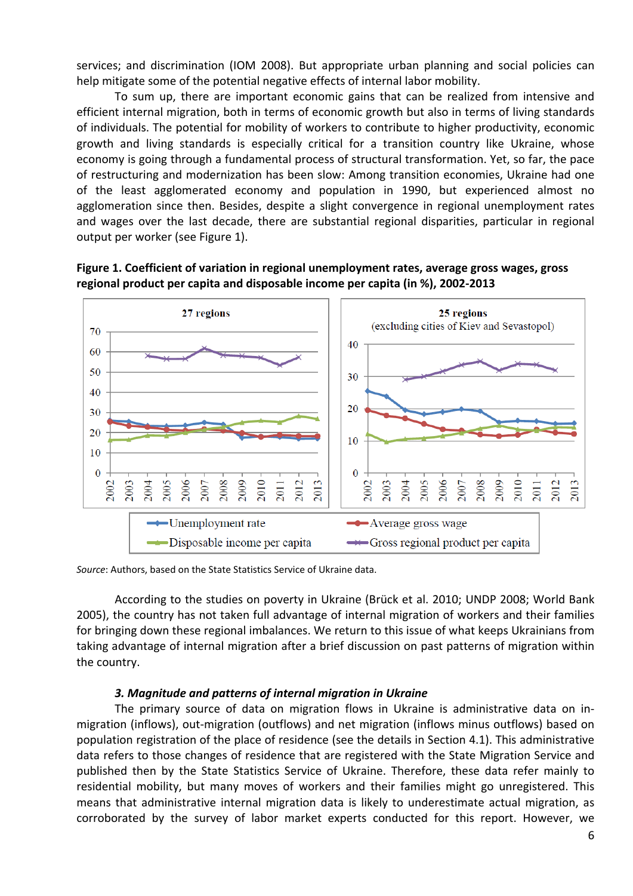services; and discrimination (IOM 2008). But appropriate urban planning and social policies can help mitigate some of the potential negative effects of internal labor mobility.

To sum up, there are important economic gains that can be realized from intensive and efficient internal migration, both in terms of economic growth but also in terms of living standards of individuals. The potential for mobility of workers to contribute to higher productivity, economic growth and living standards is especially critical for a transition country like Ukraine, whose economy is going through a fundamental process of structural transformation. Yet, so far, the pace of restructuring and modernization has been slow: Among transition economies, Ukraine had one of the least agglomerated economy and population in 1990, but experienced almost no agglomeration since then. Besides, despite a slight convergence in regional unemployment rates and wages over the last decade, there are substantial regional disparities, particular in regional output per worker (see Figure 1).

**Figure 1. Coefficient of variation in regional unemployment rates, average gross wages, gross regional product per capita and disposable income per capita (in %), 2002-2013**

*Source*: Authors, based on the State Statistics Service of Ukraine data.

According to the studies on poverty in Ukraine (Brück et al. 2010; UNDP 2008; World Bank 2005), the country has not taken full advantage of internal migration of workers and their families for bringing down these regional imbalances. We return to this issue of what keeps Ukrainians from taking advantage of internal migration after a brief discussion on past patterns of migration within the country.

### *3. Magnitude and patterns of internal migration in Ukraine*

The primary source of data on migration flows in Ukraine is administrative data on in-migration (inflows), out-migration (outflows) and net migration (inflows minus outflows) based on population registration of the place of residence (see the details in Section 4.1). This administrative data refers to those changes of residence that are registered with the State Migration Service and published then by the State Statistics Service of Ukraine. Therefore, these data refer mainly to residential mobility, but many moves of workers and their families might go unregistered. This means that administrative internal migration data is likely to underestimate actual migration, as corroborated by the survey of labor market experts conducted for this report. However, we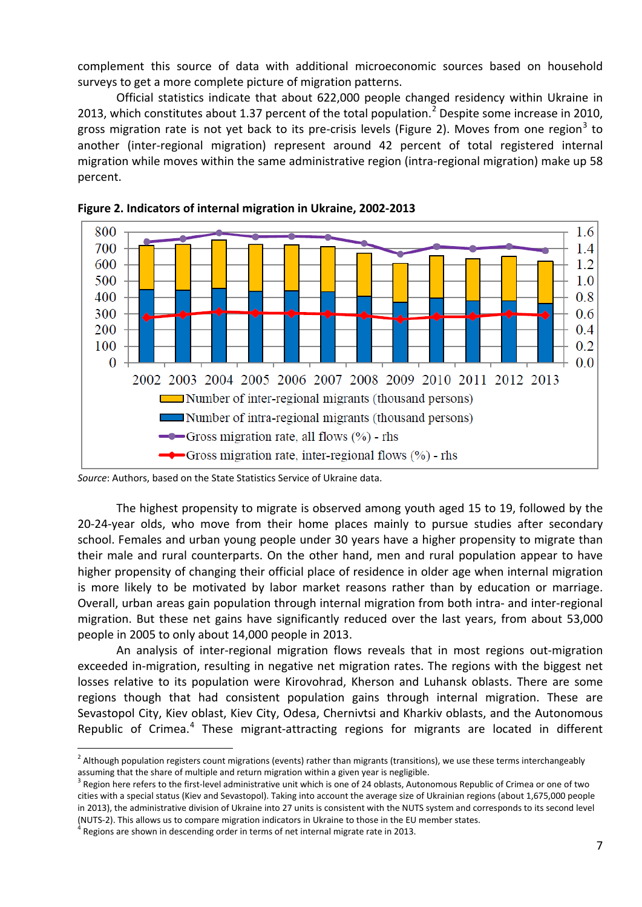complement this source of data with additional microeconomic sources based on household surveys to get a more complete picture of migration patterns.

Official statistics indicate that about 622,000 people changed residency within Ukraine in 2013, which constitutes about 1.37 percent of the total population.[2] Despite some increase in 2010, gross migration rate is not yet back to its pre-crisis levels (Figure 2). Moves from one region[3] to another (inter-regional migration) represent around 42 percent of total registered internal migration while moves within the same administrative region (intra-regional migration) make up 58 percent.

**Figure 2. Indicators of internal migration in Ukraine, 2002-2013**

*Source*: Authors, based on the State Statistics Service of Ukraine data.

The highest propensity to migrate is observed among youth aged 15 to 19, followed by the 20-24-year olds, who move from their home places mainly to pursue studies after secondary school. Females and urban young people under 30 years have a higher propensity to migrate than their male and rural counterparts. On the other hand, men and rural population appear to have higher propensity of changing their official place of residence in older age when internal migration is more likely to be motivated by labor market reasons rather than by education or marriage. Overall, urban areas gain population through internal migration from both intra- and inter-regional migration. But these net gains have significantly reduced over the last years, from about 53,000 people in 2005 to only about 14,000 people in 2013.

An analysis of inter-regional migration flows reveals that in most regions out-migration exceeded in-migration, resulting in negative net migration rates. The regions with the biggest net losses relative to its population were Kirovohrad, Kherson and Luhansk oblasts. There are some regions though that had consistent population gains through internal migration. These are Sevastopol City, Kiev oblast, Kiev City, Odesa, Chernivtsi and Kharkiv oblasts, and the Autonomous Republic of Crimea.[4] These migrant-attracting regions for migrants are located in different

[2] Although population registers count migrations (events) rather than migrants (transitions), we use these terms interchangeably assuming that the share of multiple and return migration within a given year is negligible.

[3] Region here refers to the first-level administrative unit which is one of 24 oblasts, Autonomous Republic of Crimea or one of two cities with a special status (Kiev and Sevastopol). Taking into account the average size of Ukrainian regions (about 1,675,000 people in 2013), the administrative division of Ukraine into 27 units is consistent with the NUTS system and corresponds to its second level (NUTS-2). This allows us to compare migration indicators in Ukraine to those in the EU member states.

[4] Regions are shown in descending order in terms of net internal migrate rate in 2013.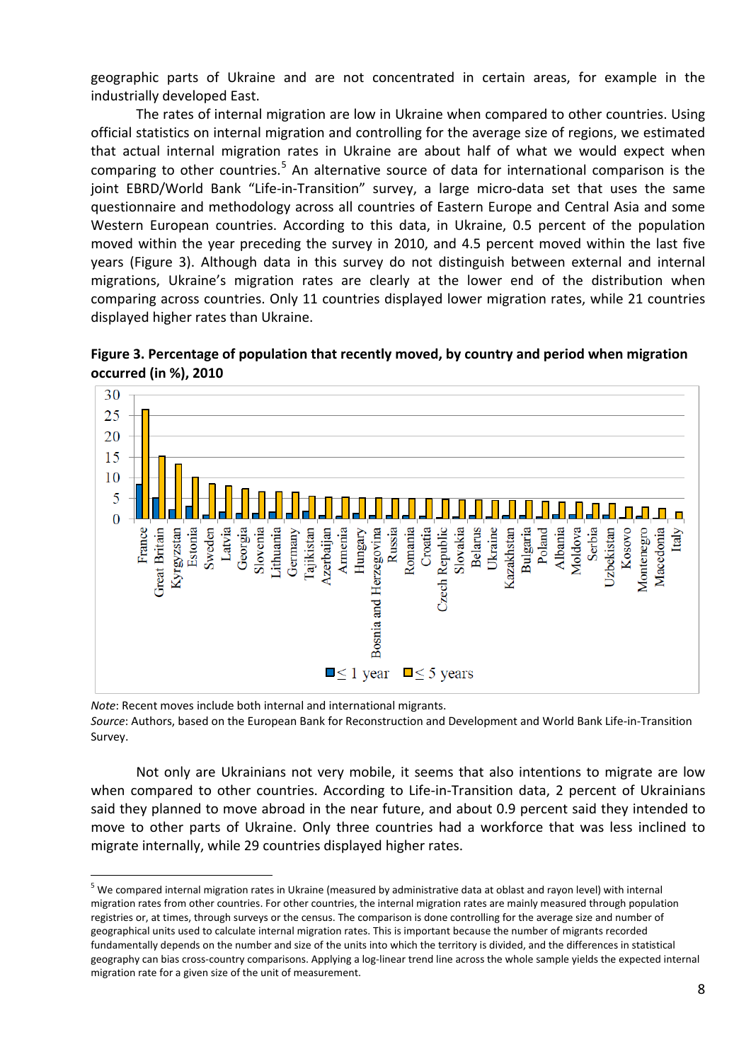geographic parts of Ukraine and are not concentrated in certain areas, for example in the industrially developed East.

The rates of internal migration are low in Ukraine when compared to other countries. Using official statistics on internal migration and controlling for the average size of regions, we estimated that actual internal migration rates in Ukraine are about half of what we would expect when comparing to other countries.[5] An alternative source of data for international comparison is the joint EBRD/World Bank "Life-in-Transition" survey, a large micro-data set that uses the same questionnaire and methodology across all countries of Eastern Europe and Central Asia and some Western European countries. According to this data, in Ukraine, 0.5 percent of the population moved within the year preceding the survey in 2010, and 4.5 percent moved within the last five years (Figure 3). Although data in this survey do not distinguish between external and internal migrations, Ukraine's migration rates are clearly at the lower end of the distribution when comparing across countries. Only 11 countries displayed lower migration rates, while 21 countries displayed higher rates than Ukraine.

**Figure 3. Percentage of population that recently moved, by country and period when migration occurred (in %), 2010**

*Note*: Recent moves include both internal and international migrants.
*Source*: Authors, based on the European Bank for Reconstruction and Development and World Bank Life-in-Transition Survey.

Not only are Ukrainians not very mobile, it seems that also intentions to migrate are low when compared to other countries. According to Life-in-Transition data, 2 percent of Ukrainians said they planned to move abroad in the near future, and about 0.9 percent said they intended to move to other parts of Ukraine. Only three countries had a workforce that was less inclined to migrate internally, while 29 countries displayed higher rates.

[5] We compared internal migration rates in Ukraine (measured by administrative data at oblast and rayon level) with internal migration rates from other countries. For other countries, the internal migration rates are mainly measured through population registries or, at times, through surveys or the census. The comparison is done controlling for the average size and number of geographical units used to calculate internal migration rates. This is important because the number of migrants recorded fundamentally depends on the number and size of the units into which the territory is divided, and the differences in statistical geography can bias cross-country comparisons. Applying a log-linear trend line across the whole sample yields the expected internal migration rate for a given size of the unit of measurement.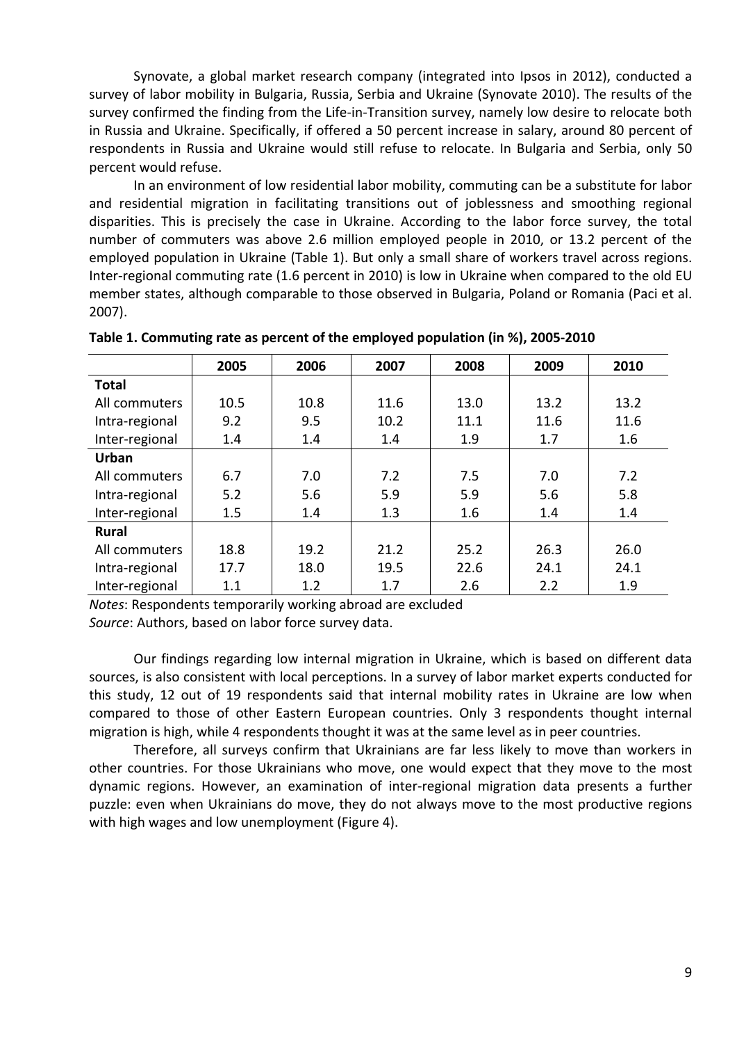Synovate, a global market research company (integrated into Ipsos in 2012), conducted a survey of labor mobility in Bulgaria, Russia, Serbia and Ukraine (Synovate 2010). The results of the survey confirmed the finding from the Life-in-Transition survey, namely low desire to relocate both in Russia and Ukraine. Specifically, if offered a 50 percent increase in salary, around 80 percent of respondents in Russia and Ukraine would still refuse to relocate. In Bulgaria and Serbia, only 50 percent would refuse.

In an environment of low residential labor mobility, commuting can be a substitute for labor and residential migration in facilitating transitions out of joblessness and smoothing regional disparities. This is precisely the case in Ukraine. According to the labor force survey, the total number of commuters was above 2.6 million employed people in 2010, or 13.2 percent of the employed population in Ukraine (Table 1). But only a small share of workers travel across regions. Inter-regional commuting rate (1.6 percent in 2010) is low in Ukraine when compared to the old EU member states, although comparable to those observed in Bulgaria, Poland or Romania (Paci et al. 2007).

**Table 1. Commuting rate as percent of the employed population (in %), 2005-2010**

| | 2005 | 2006 | 2007 | 2008 | 2009 | 2010 |
|---|---|---|---|---|---|---|
| **Total** | | | | | | |
| All commuters | 10.5 | 10.8 | 11.6 | 13.0 | 13.2 | 13.2 |
| Intra-regional | 9.2 | 9.5 | 10.2 | 11.1 | 11.6 | 11.6 |
| Inter-regional | 1.4 | 1.4 | 1.4 | 1.9 | 1.7 | 1.6 |
| **Urban** | | | | | | |
| All commuters | 6.7 | 7.0 | 7.2 | 7.5 | 7.0 | 7.2 |
| Intra-regional | 5.2 | 5.6 | 5.9 | 5.9 | 5.6 | 5.8 |
| Inter-regional | 1.5 | 1.4 | 1.3 | 1.6 | 1.4 | 1.4 |
| **Rural** | | | | | | |
| All commuters | 18.8 | 19.2 | 21.2 | 25.2 | 26.3 | 26.0 |
| Intra-regional | 17.7 | 18.0 | 19.5 | 22.6 | 24.1 | 24.1 |
| Inter-regional | 1.1 | 1.2 | 1.7 | 2.6 | 2.2 | 1.9 |

*Notes*: Respondents temporarily working abroad are excluded
*Source*: Authors, based on labor force survey data.

Our findings regarding low internal migration in Ukraine, which is based on different data sources, is also consistent with local perceptions. In a survey of labor market experts conducted for this study, 12 out of 19 respondents said that internal mobility rates in Ukraine are low when compared to those of other Eastern European countries. Only 3 respondents thought internal migration is high, while 4 respondents thought it was at the same level as in peer countries.

Therefore, all surveys confirm that Ukrainians are far less likely to move than workers in other countries. For those Ukrainians who move, one would expect that they move to the most dynamic regions. However, an examination of inter-regional migration data presents a further puzzle: even when Ukrainians do move, they do not always move to the most productive regions with high wages and low unemployment (Figure 4).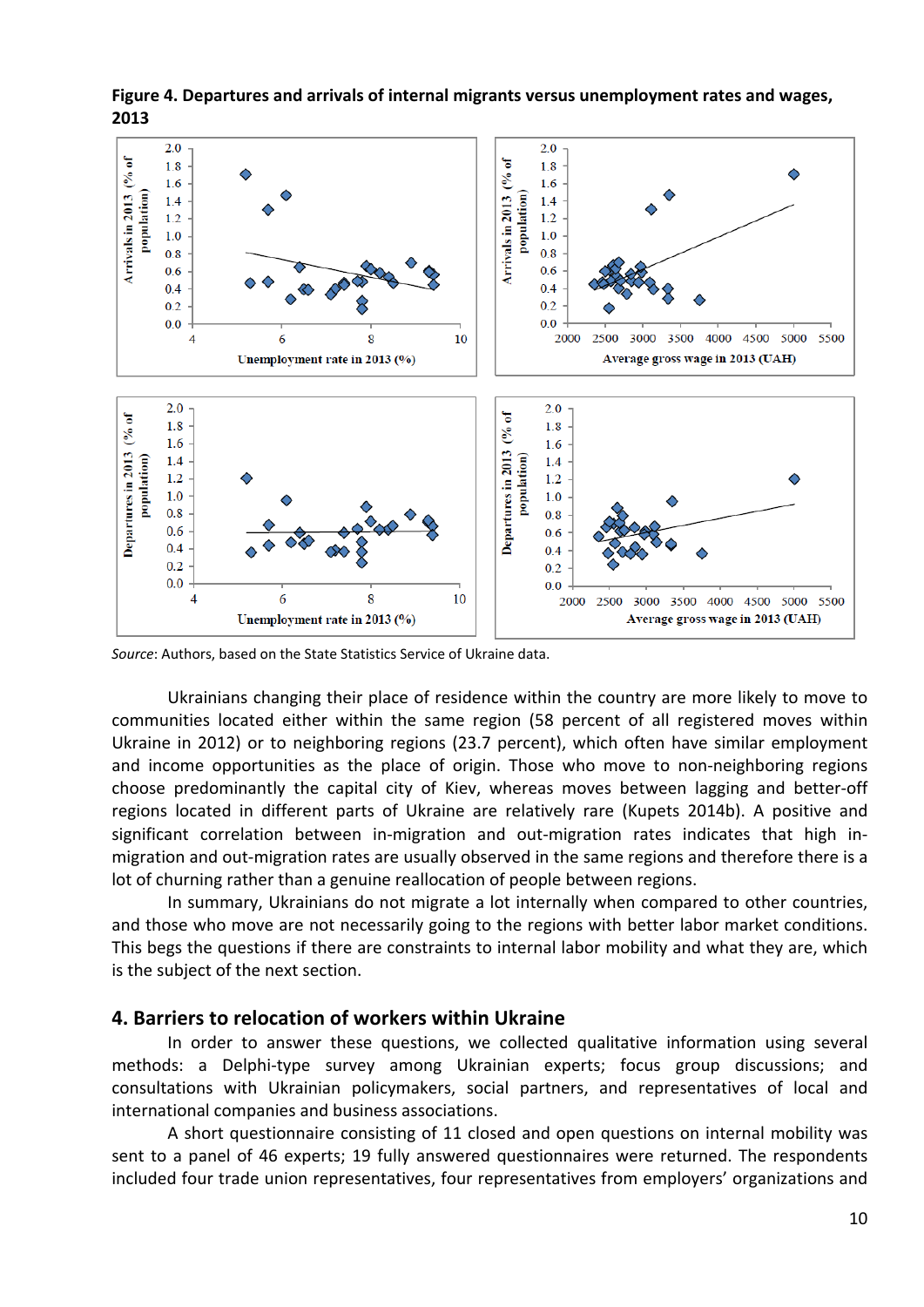**Figure 4. Departures and arrivals of internal migrants versus unemployment rates and wages, 2013**

*Source*: Authors, based on the State Statistics Service of Ukraine data.

Ukrainians changing their place of residence within the country are more likely to move to communities located either within the same region (58 percent of all registered moves within Ukraine in 2012) or to neighboring regions (23.7 percent), which often have similar employment and income opportunities as the place of origin. Those who move to non-neighboring regions choose predominantly the capital city of Kiev, whereas moves between lagging and better-off regions located in different parts of Ukraine are relatively rare (Kupets 2014b). A positive and significant correlation between in-migration and out-migration rates indicates that high in-migration and out-migration rates are usually observed in the same regions and therefore there is a lot of churning rather than a genuine reallocation of people between regions.

In summary, Ukrainians do not migrate a lot internally when compared to other countries, and those who move are not necessarily going to the regions with better labor market conditions. This begs the questions if there are constraints to internal labor mobility and what they are, which is the subject of the next section.

## 4. Barriers to relocation of workers within Ukraine

In order to answer these questions, we collected qualitative information using several methods: a Delphi-type survey among Ukrainian experts; focus group discussions; and consultations with Ukrainian policymakers, social partners, and representatives of local and international companies and business associations.

A short questionnaire consisting of 11 closed and open questions on internal mobility was sent to a panel of 46 experts; 19 fully answered questionnaires were returned. The respondents included four trade union representatives, four representatives from employers' organizations and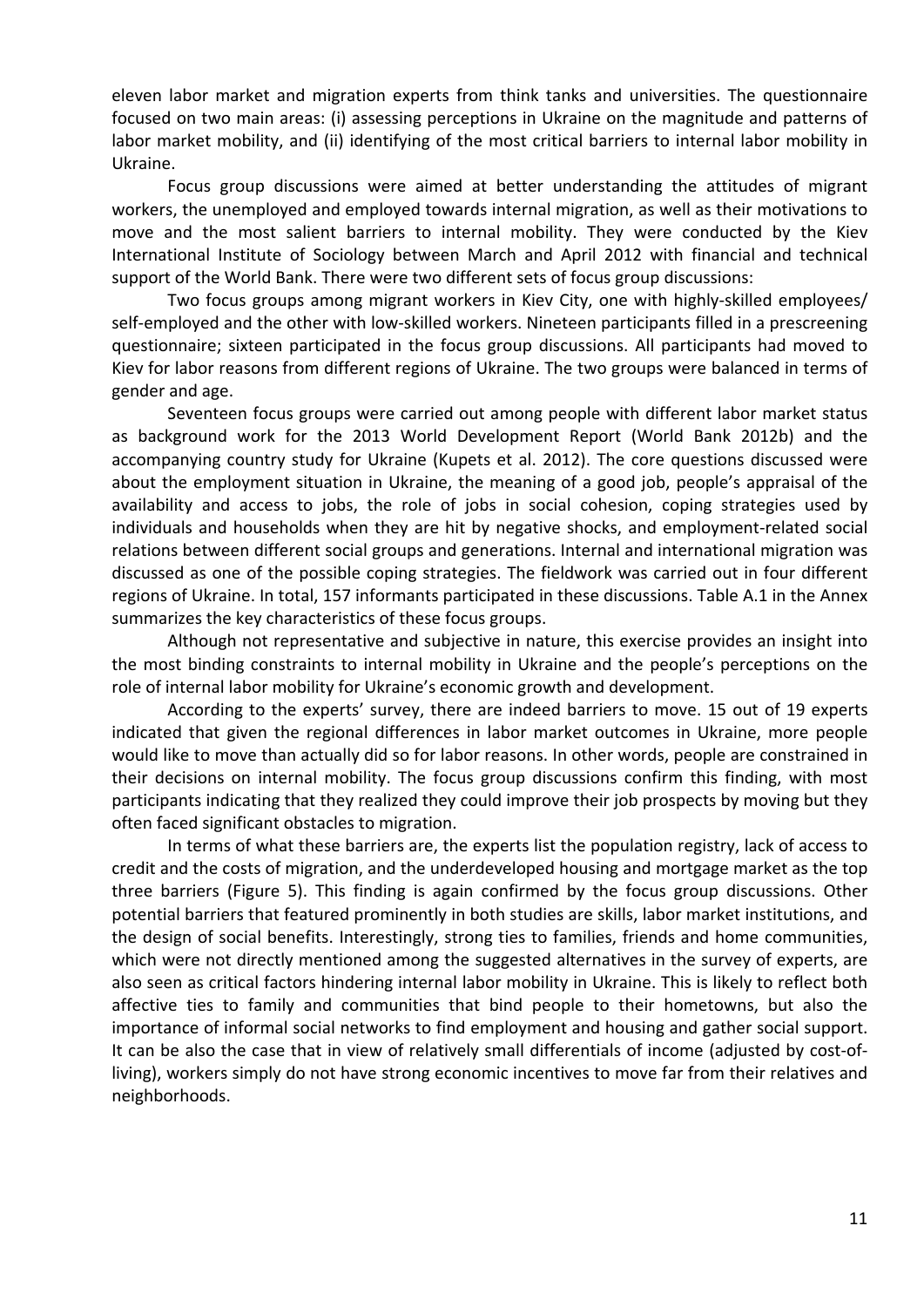eleven labor market and migration experts from think tanks and universities. The questionnaire focused on two main areas: (i) assessing perceptions in Ukraine on the magnitude and patterns of labor market mobility, and (ii) identifying of the most critical barriers to internal labor mobility in Ukraine.

Focus group discussions were aimed at better understanding the attitudes of migrant workers, the unemployed and employed towards internal migration, as well as their motivations to move and the most salient barriers to internal mobility. They were conducted by the Kiev International Institute of Sociology between March and April 2012 with financial and technical support of the World Bank. There were two different sets of focus group discussions:

Two focus groups among migrant workers in Kiev City, one with highly-skilled employees/ self-employed and the other with low-skilled workers. Nineteen participants filled in a prescreening questionnaire; sixteen participated in the focus group discussions. All participants had moved to Kiev for labor reasons from different regions of Ukraine. The two groups were balanced in terms of gender and age.

Seventeen focus groups were carried out among people with different labor market status as background work for the 2013 World Development Report (World Bank 2012b) and the accompanying country study for Ukraine (Kupets et al. 2012). The core questions discussed were about the employment situation in Ukraine, the meaning of a good job, people's appraisal of the availability and access to jobs, the role of jobs in social cohesion, coping strategies used by individuals and households when they are hit by negative shocks, and employment-related social relations between different social groups and generations. Internal and international migration was discussed as one of the possible coping strategies. The fieldwork was carried out in four different regions of Ukraine. In total, 157 informants participated in these discussions. Table A.1 in the Annex summarizes the key characteristics of these focus groups.

Although not representative and subjective in nature, this exercise provides an insight into the most binding constraints to internal mobility in Ukraine and the people's perceptions on the role of internal labor mobility for Ukraine's economic growth and development.

According to the experts' survey, there are indeed barriers to move. 15 out of 19 experts indicated that given the regional differences in labor market outcomes in Ukraine, more people would like to move than actually did so for labor reasons. In other words, people are constrained in their decisions on internal mobility. The focus group discussions confirm this finding, with most participants indicating that they realized they could improve their job prospects by moving but they often faced significant obstacles to migration.

In terms of what these barriers are, the experts list the population registry, lack of access to credit and the costs of migration, and the underdeveloped housing and mortgage market as the top three barriers (Figure 5). This finding is again confirmed by the focus group discussions. Other potential barriers that featured prominently in both studies are skills, labor market institutions, and the design of social benefits. Interestingly, strong ties to families, friends and home communities, which were not directly mentioned among the suggested alternatives in the survey of experts, are also seen as critical factors hindering internal labor mobility in Ukraine. This is likely to reflect both affective ties to family and communities that bind people to their hometowns, but also the importance of informal social networks to find employment and housing and gather social support. It can be also the case that in view of relatively small differentials of income (adjusted by cost-of-living), workers simply do not have strong economic incentives to move far from their relatives and neighborhoods.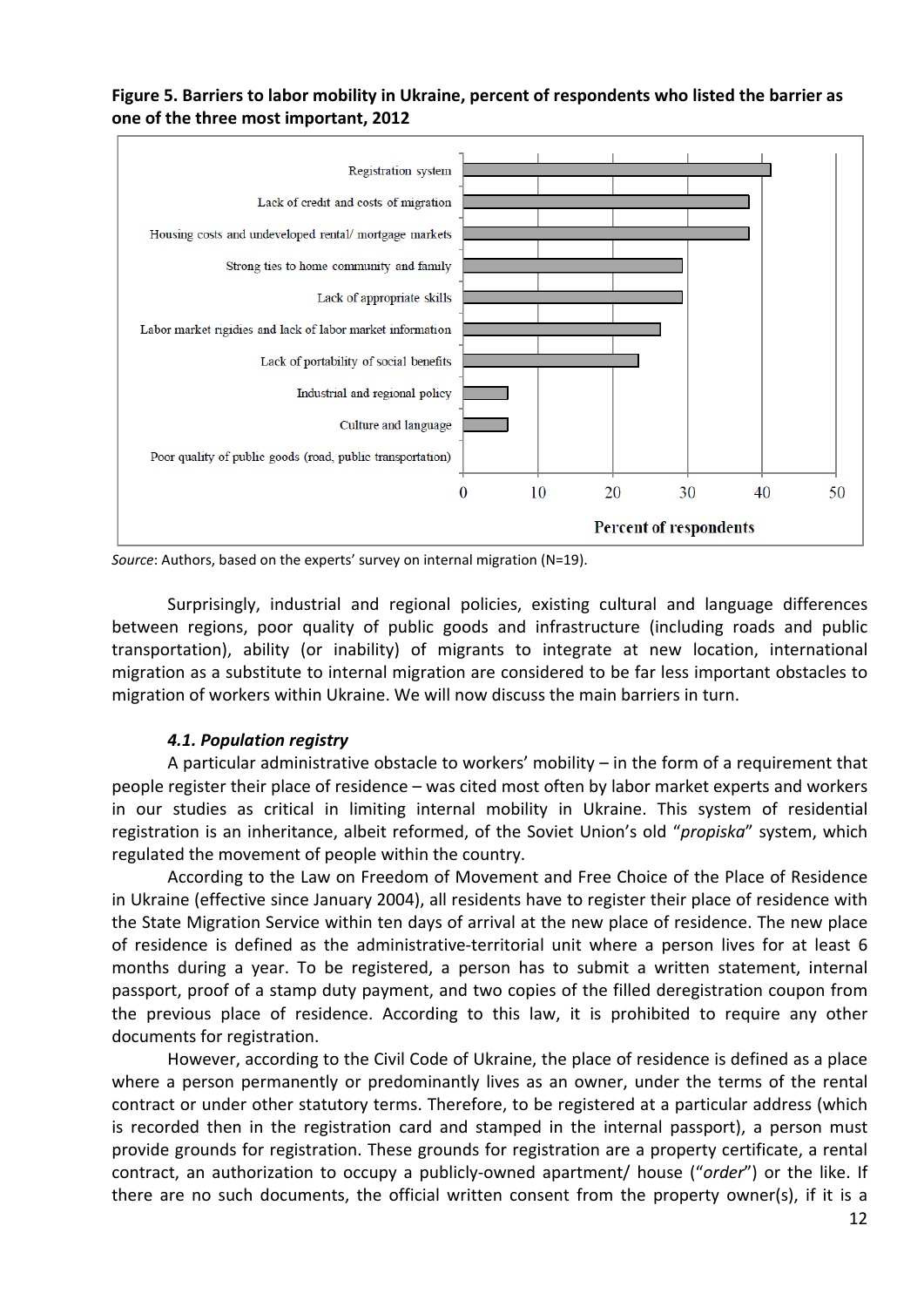**Figure 5. Barriers to labor mobility in Ukraine, percent of respondents who listed the barrier as one of the three most important, 2012**

| Barrier | Percent of respondents |
|---|---|
| Registration system | 41 |
| Lack of credit and costs of migration | 38 |
| Housing costs and undeveloped rental/ mortgage markets | 38 |
| Strong ties to home community and family | 29 |
| Lack of appropriate skills | 29 |
| Labor market rigidies and lack of labor market information | 26 |
| Lack of portability of social benefits | 23 |
| Industrial and regional policy | 6 |
| Culture and language | 6 |
| Poor quality of public goods (road, public transportation) | 0 |

*Source*: Authors, based on the experts' survey on internal migration (N=19).

Surprisingly, industrial and regional policies, existing cultural and language differences between regions, poor quality of public goods and infrastructure (including roads and public transportation), ability (or inability) of migrants to integrate at new location, international migration as a substitute to internal migration are considered to be far less important obstacles to migration of workers within Ukraine. We will now discuss the main barriers in turn.

### *4.1. Population registry*

A particular administrative obstacle to workers' mobility – in the form of a requirement that people register their place of residence – was cited most often by labor market experts and workers in our studies as critical in limiting internal mobility in Ukraine. This system of residential registration is an inheritance, albeit reformed, of the Soviet Union's old "*propiska*" system, which regulated the movement of people within the country.

According to the Law on Freedom of Movement and Free Choice of the Place of Residence in Ukraine (effective since January 2004), all residents have to register their place of residence with the State Migration Service within ten days of arrival at the new place of residence. The new place of residence is defined as the administrative-territorial unit where a person lives for at least 6 months during a year. To be registered, a person has to submit a written statement, internal passport, proof of a stamp duty payment, and two copies of the filled deregistration coupon from the previous place of residence. According to this law, it is prohibited to require any other documents for registration.

However, according to the Civil Code of Ukraine, the place of residence is defined as a place where a person permanently or predominantly lives as an owner, under the terms of the rental contract or under other statutory terms. Therefore, to be registered at a particular address (which is recorded then in the registration card and stamped in the internal passport), a person must provide grounds for registration. These grounds for registration are a property certificate, a rental contract, an authorization to occupy a publicly-owned apartment/ house ("*order*") or the like. If there are no such documents, the official written consent from the property owner(s), if it is a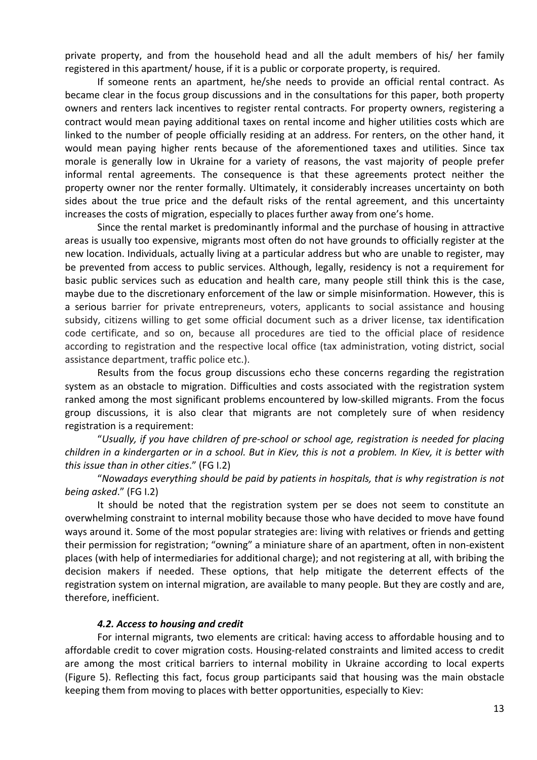private property, and from the household head and all the adult members of his/ her family registered in this apartment/ house, if it is a public or corporate property, is required.

If someone rents an apartment, he/she needs to provide an official rental contract. As became clear in the focus group discussions and in the consultations for this paper, both property owners and renters lack incentives to register rental contracts. For property owners, registering a contract would mean paying additional taxes on rental income and higher utilities costs which are linked to the number of people officially residing at an address. For renters, on the other hand, it would mean paying higher rents because of the aforementioned taxes and utilities. Since tax morale is generally low in Ukraine for a variety of reasons, the vast majority of people prefer informal rental agreements. The consequence is that these agreements protect neither the property owner nor the renter formally. Ultimately, it considerably increases uncertainty on both sides about the true price and the default risks of the rental agreement, and this uncertainty increases the costs of migration, especially to places further away from one's home.

Since the rental market is predominantly informal and the purchase of housing in attractive areas is usually too expensive, migrants most often do not have grounds to officially register at the new location. Individuals, actually living at a particular address but who are unable to register, may be prevented from access to public services. Although, legally, residency is not a requirement for basic public services such as education and health care, many people still think this is the case, maybe due to the discretionary enforcement of the law or simple misinformation. However, this is a serious barrier for private entrepreneurs, voters, applicants to social assistance and housing subsidy, citizens willing to get some official document such as a driver license, tax identification code certificate, and so on, because all procedures are tied to the official place of residence according to registration and the respective local office (tax administration, voting district, social assistance department, traffic police etc.).

Results from the focus group discussions echo these concerns regarding the registration system as an obstacle to migration. Difficulties and costs associated with the registration system ranked among the most significant problems encountered by low-skilled migrants. From the focus group discussions, it is also clear that migrants are not completely sure of when residency registration is a requirement:

"*Usually, if you have children of pre-school or school age, registration is needed for placing children in a kindergarten or in a school. But in Kiev, this is not a problem. In Kiev, it is better with this issue than in other cities*." (FG I.2)

"*Nowadays everything should be paid by patients in hospitals, that is why registration is not being asked*." (FG I.2)

It should be noted that the registration system per se does not seem to constitute an overwhelming constraint to internal mobility because those who have decided to move have found ways around it. Some of the most popular strategies are: living with relatives or friends and getting their permission for registration; "owning" a miniature share of an apartment, often in non-existent places (with help of intermediaries for additional charge); and not registering at all, with bribing the decision makers if needed. These options, that help mitigate the deterrent effects of the registration system on internal migration, are available to many people. But they are costly and are, therefore, inefficient.

### *4.2. Access to housing and credit*

For internal migrants, two elements are critical: having access to affordable housing and to affordable credit to cover migration costs. Housing-related constraints and limited access to credit are among the most critical barriers to internal mobility in Ukraine according to local experts (Figure 5). Reflecting this fact, focus group participants said that housing was the main obstacle keeping them from moving to places with better opportunities, especially to Kiev: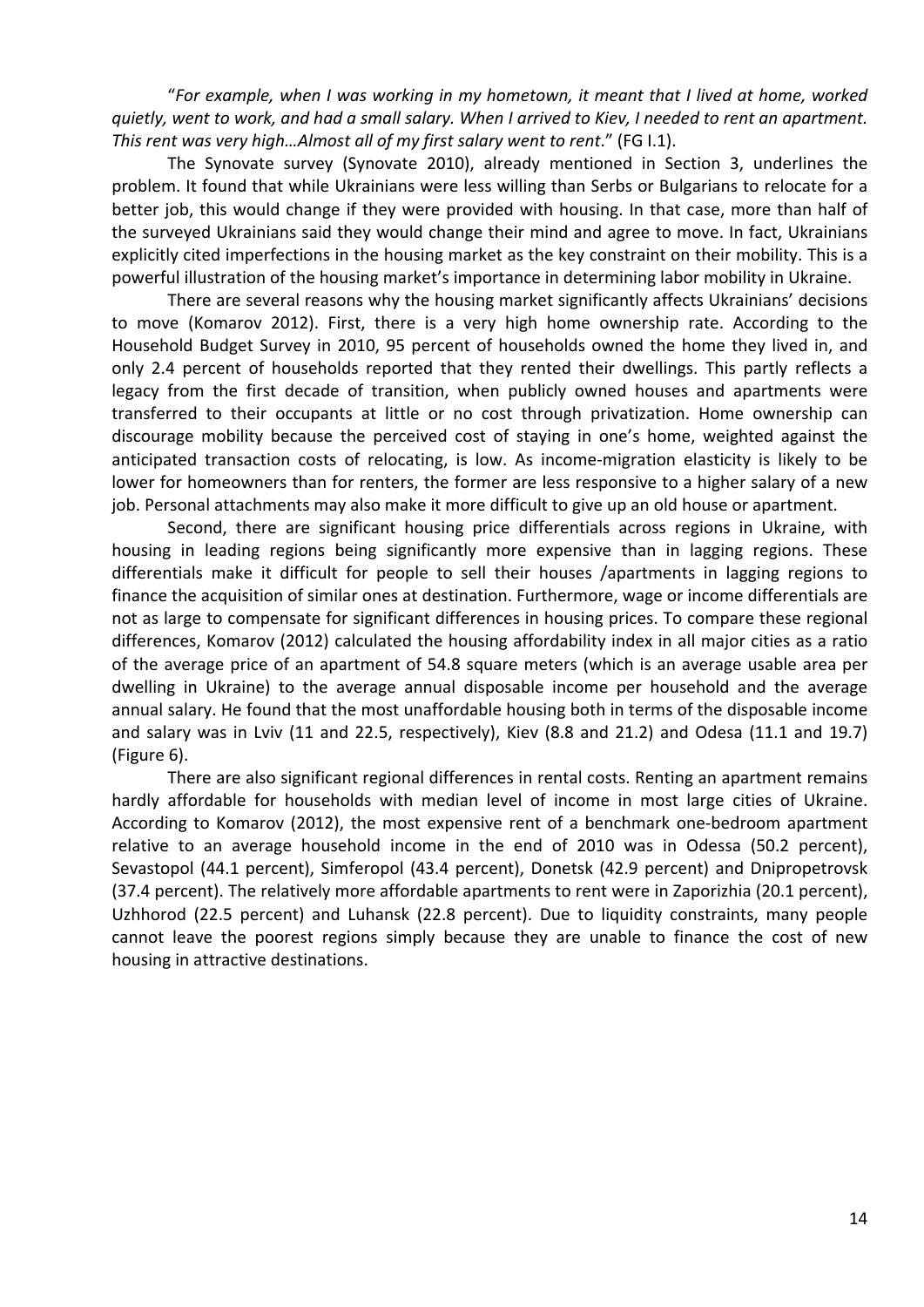"*For example, when I was working in my hometown, it meant that I lived at home, worked quietly, went to work, and had a small salary. When I arrived to Kiev, I needed to rent an apartment. This rent was very high…Almost all of my first salary went to rent*." (FG I.1).

The Synovate survey (Synovate 2010), already mentioned in Section 3, underlines the problem. It found that while Ukrainians were less willing than Serbs or Bulgarians to relocate for a better job, this would change if they were provided with housing. In that case, more than half of the surveyed Ukrainians said they would change their mind and agree to move. In fact, Ukrainians explicitly cited imperfections in the housing market as the key constraint on their mobility. This is a powerful illustration of the housing market's importance in determining labor mobility in Ukraine.

There are several reasons why the housing market significantly affects Ukrainians' decisions to move (Komarov 2012). First, there is a very high home ownership rate. According to the Household Budget Survey in 2010, 95 percent of households owned the home they lived in, and only 2.4 percent of households reported that they rented their dwellings. This partly reflects a legacy from the first decade of transition, when publicly owned houses and apartments were transferred to their occupants at little or no cost through privatization. Home ownership can discourage mobility because the perceived cost of staying in one's home, weighted against the anticipated transaction costs of relocating, is low. As income-migration elasticity is likely to be lower for homeowners than for renters, the former are less responsive to a higher salary of a new job. Personal attachments may also make it more difficult to give up an old house or apartment.

Second, there are significant housing price differentials across regions in Ukraine, with housing in leading regions being significantly more expensive than in lagging regions. These differentials make it difficult for people to sell their houses /apartments in lagging regions to finance the acquisition of similar ones at destination. Furthermore, wage or income differentials are not as large to compensate for significant differences in housing prices. To compare these regional differences, Komarov (2012) calculated the housing affordability index in all major cities as a ratio of the average price of an apartment of 54.8 square meters (which is an average usable area per dwelling in Ukraine) to the average annual disposable income per household and the average annual salary. He found that the most unaffordable housing both in terms of the disposable income and salary was in Lviv (11 and 22.5, respectively), Kiev (8.8 and 21.2) and Odesa (11.1 and 19.7) (Figure 6).

There are also significant regional differences in rental costs. Renting an apartment remains hardly affordable for households with median level of income in most large cities of Ukraine. According to Komarov (2012), the most expensive rent of a benchmark one-bedroom apartment relative to an average household income in the end of 2010 was in Odessa (50.2 percent), Sevastopol (44.1 percent), Simferopol (43.4 percent), Donetsk (42.9 percent) and Dnipropetrovsk (37.4 percent). The relatively more affordable apartments to rent were in Zaporizhia (20.1 percent), Uzhhorod (22.5 percent) and Luhansk (22.8 percent). Due to liquidity constraints, many people cannot leave the poorest regions simply because they are unable to finance the cost of new housing in attractive destinations.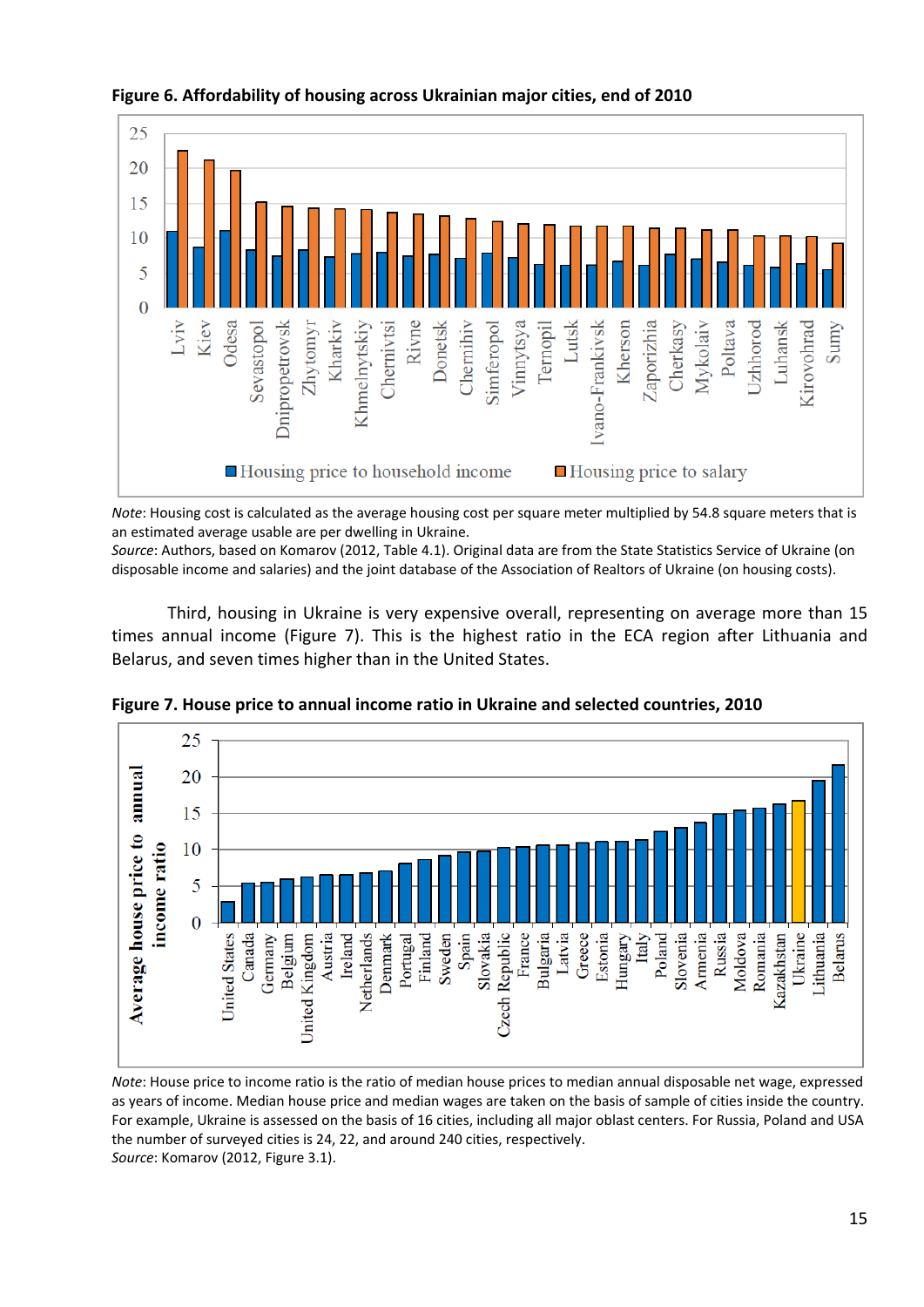**Figure 6. Affordability of housing across Ukrainian major cities, end of 2010**

*Note*: Housing cost is calculated as the average housing cost per square meter multiplied by 54.8 square meters that is an estimated average usable are per dwelling in Ukraine.
*Source*: Authors, based on Komarov (2012, Table 4.1). Original data are from the State Statistics Service of Ukraine (on disposable income and salaries) and the joint database of the Association of Realtors of Ukraine (on housing costs).

Third, housing in Ukraine is very expensive overall, representing on average more than 15 times annual income (Figure 7). This is the highest ratio in the ECA region after Lithuania and Belarus, and seven times higher than in the United States.

**Figure 7. House price to annual income ratio in Ukraine and selected countries, 2010**

*Note*: House price to income ratio is the ratio of median house prices to median annual disposable net wage, expressed as years of income. Median house price and median wages are taken on the basis of sample of cities inside the country. For example, Ukraine is assessed on the basis of 16 cities, including all major oblast centers. For Russia, Poland and USA the number of surveyed cities is 24, 22, and around 240 cities, respectively.
*Source*: Komarov (2012, Figure 3.1).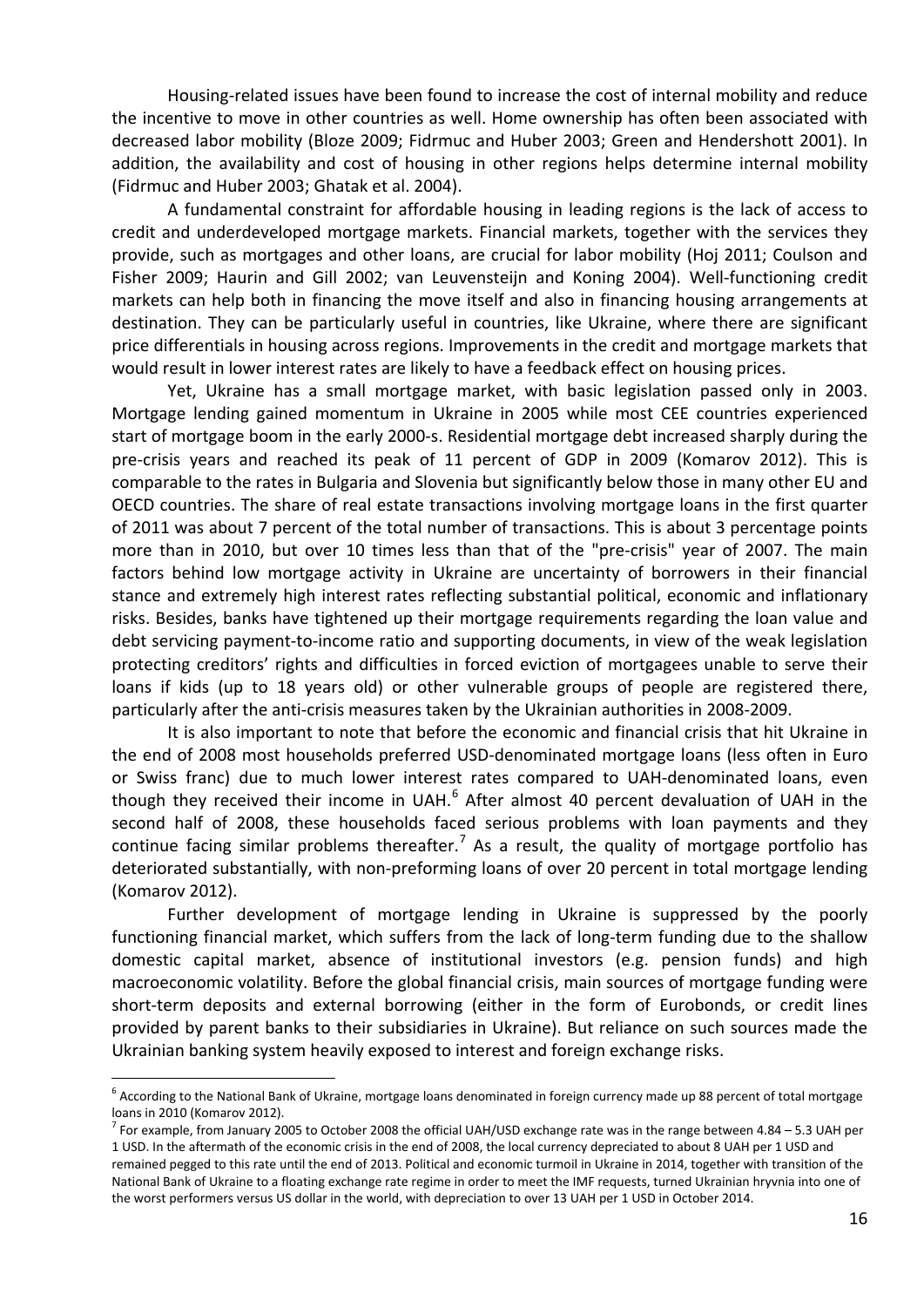Housing-related issues have been found to increase the cost of internal mobility and reduce the incentive to move in other countries as well. Home ownership has often been associated with decreased labor mobility (Bloze 2009; Fidrmuc and Huber 2003; Green and Hendershott 2001). In addition, the availability and cost of housing in other regions helps determine internal mobility (Fidrmuc and Huber 2003; Ghatak et al. 2004).

A fundamental constraint for affordable housing in leading regions is the lack of access to credit and underdeveloped mortgage markets. Financial markets, together with the services they provide, such as mortgages and other loans, are crucial for labor mobility (Hoj 2011; Coulson and Fisher 2009; Haurin and Gill 2002; van Leuvensteijn and Koning 2004). Well-functioning credit markets can help both in financing the move itself and also in financing housing arrangements at destination. They can be particularly useful in countries, like Ukraine, where there are significant price differentials in housing across regions. Improvements in the credit and mortgage markets that would result in lower interest rates are likely to have a feedback effect on housing prices.

Yet, Ukraine has a small mortgage market, with basic legislation passed only in 2003. Mortgage lending gained momentum in Ukraine in 2005 while most CEE countries experienced start of mortgage boom in the early 2000-s. Residential mortgage debt increased sharply during the pre-crisis years and reached its peak of 11 percent of GDP in 2009 (Komarov 2012). This is comparable to the rates in Bulgaria and Slovenia but significantly below those in many other EU and OECD countries. The share of real estate transactions involving mortgage loans in the first quarter of 2011 was about 7 percent of the total number of transactions. This is about 3 percentage points more than in 2010, but over 10 times less than that of the "pre-crisis" year of 2007. The main factors behind low mortgage activity in Ukraine are uncertainty of borrowers in their financial stance and extremely high interest rates reflecting substantial political, economic and inflationary risks. Besides, banks have tightened up their mortgage requirements regarding the loan value and debt servicing payment-to-income ratio and supporting documents, in view of the weak legislation protecting creditors' rights and difficulties in forced eviction of mortgagees unable to serve their loans if kids (up to 18 years old) or other vulnerable groups of people are registered there, particularly after the anti-crisis measures taken by the Ukrainian authorities in 2008-2009.

It is also important to note that before the economic and financial crisis that hit Ukraine in the end of 2008 most households preferred USD-denominated mortgage loans (less often in Euro or Swiss franc) due to much lower interest rates compared to UAH-denominated loans, even though they received their income in UAH.[6] After almost 40 percent devaluation of UAH in the second half of 2008, these households faced serious problems with loan payments and they continue facing similar problems thereafter.[7] As a result, the quality of mortgage portfolio has deteriorated substantially, with non-preforming loans of over 20 percent in total mortgage lending (Komarov 2012).

Further development of mortgage lending in Ukraine is suppressed by the poorly functioning financial market, which suffers from the lack of long-term funding due to the shallow domestic capital market, absence of institutional investors (e.g. pension funds) and high macroeconomic volatility. Before the global financial crisis, main sources of mortgage funding were short-term deposits and external borrowing (either in the form of Eurobonds, or credit lines provided by parent banks to their subsidiaries in Ukraine). But reliance on such sources made the Ukrainian banking system heavily exposed to interest and foreign exchange risks.

---

[6] According to the National Bank of Ukraine, mortgage loans denominated in foreign currency made up 88 percent of total mortgage loans in 2010 (Komarov 2012).

[7] For example, from January 2005 to October 2008 the official UAH/USD exchange rate was in the range between 4.84 – 5.3 UAH per 1 USD. In the aftermath of the economic crisis in the end of 2008, the local currency depreciated to about 8 UAH per 1 USD and remained pegged to this rate until the end of 2013. Political and economic turmoil in Ukraine in 2014, together with transition of the National Bank of Ukraine to a floating exchange rate regime in order to meet the IMF requests, turned Ukrainian hryvnia into one of the worst performers versus US dollar in the world, with depreciation to over 13 UAH per 1 USD in October 2014.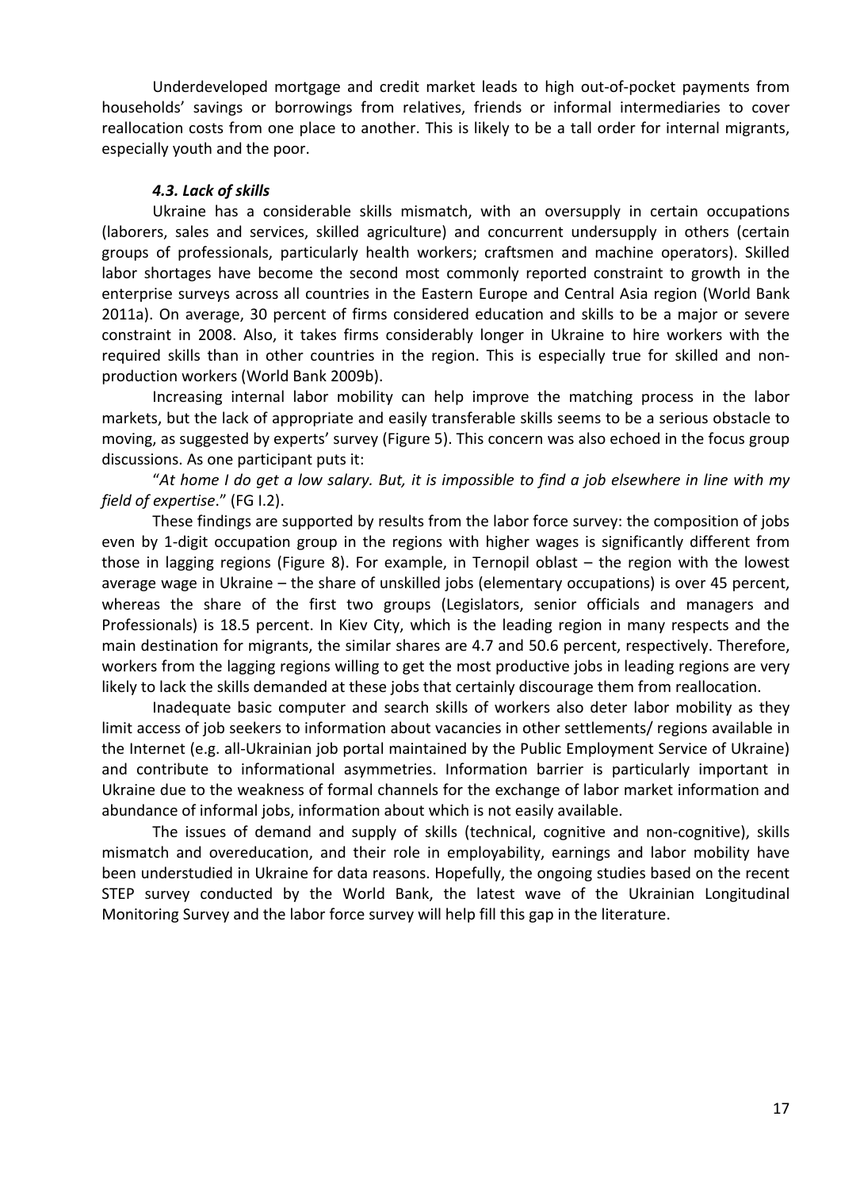Underdeveloped mortgage and credit market leads to high out-of-pocket payments from households' savings or borrowings from relatives, friends or informal intermediaries to cover reallocation costs from one place to another. This is likely to be a tall order for internal migrants, especially youth and the poor.

### *4.3. Lack of skills*

Ukraine has a considerable skills mismatch, with an oversupply in certain occupations (laborers, sales and services, skilled agriculture) and concurrent undersupply in others (certain groups of professionals, particularly health workers; craftsmen and machine operators). Skilled labor shortages have become the second most commonly reported constraint to growth in the enterprise surveys across all countries in the Eastern Europe and Central Asia region (World Bank 2011a). On average, 30 percent of firms considered education and skills to be a major or severe constraint in 2008. Also, it takes firms considerably longer in Ukraine to hire workers with the required skills than in other countries in the region. This is especially true for skilled and non-production workers (World Bank 2009b).

Increasing internal labor mobility can help improve the matching process in the labor markets, but the lack of appropriate and easily transferable skills seems to be a serious obstacle to moving, as suggested by experts' survey (Figure 5). This concern was also echoed in the focus group discussions. As one participant puts it:

"*At home I do get a low salary. But, it is impossible to find a job elsewhere in line with my field of expertise*." (FG I.2).

These findings are supported by results from the labor force survey: the composition of jobs even by 1-digit occupation group in the regions with higher wages is significantly different from those in lagging regions (Figure 8). For example, in Ternopil oblast – the region with the lowest average wage in Ukraine – the share of unskilled jobs (elementary occupations) is over 45 percent, whereas the share of the first two groups (Legislators, senior officials and managers and Professionals) is 18.5 percent. In Kiev City, which is the leading region in many respects and the main destination for migrants, the similar shares are 4.7 and 50.6 percent, respectively. Therefore, workers from the lagging regions willing to get the most productive jobs in leading regions are very likely to lack the skills demanded at these jobs that certainly discourage them from reallocation.

Inadequate basic computer and search skills of workers also deter labor mobility as they limit access of job seekers to information about vacancies in other settlements/ regions available in the Internet (e.g. all-Ukrainian job portal maintained by the Public Employment Service of Ukraine) and contribute to informational asymmetries. Information barrier is particularly important in Ukraine due to the weakness of formal channels for the exchange of labor market information and abundance of informal jobs, information about which is not easily available.

The issues of demand and supply of skills (technical, cognitive and non-cognitive), skills mismatch and overeducation, and their role in employability, earnings and labor mobility have been understudied in Ukraine for data reasons. Hopefully, the ongoing studies based on the recent STEP survey conducted by the World Bank, the latest wave of the Ukrainian Longitudinal Monitoring Survey and the labor force survey will help fill this gap in the literature.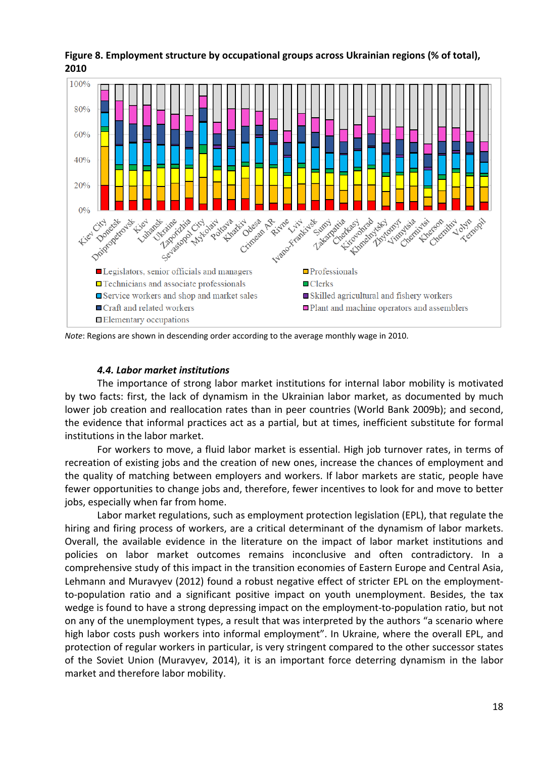**Figure 8. Employment structure by occupational groups across Ukrainian regions (% of total), 2010**

*Note*: Regions are shown in descending order according to the average monthly wage in 2010.

#### *4.4. Labor market institutions*

The importance of strong labor market institutions for internal labor mobility is motivated by two facts: first, the lack of dynamism in the Ukrainian labor market, as documented by much lower job creation and reallocation rates than in peer countries (World Bank 2009b); and second, the evidence that informal practices act as a partial, but at times, inefficient substitute for formal institutions in the labor market.

For workers to move, a fluid labor market is essential. High job turnover rates, in terms of recreation of existing jobs and the creation of new ones, increase the chances of employment and the quality of matching between employers and workers. If labor markets are static, people have fewer opportunities to change jobs and, therefore, fewer incentives to look for and move to better jobs, especially when far from home.

Labor market regulations, such as employment protection legislation (EPL), that regulate the hiring and firing process of workers, are a critical determinant of the dynamism of labor markets. Overall, the available evidence in the literature on the impact of labor market institutions and policies on labor market outcomes remains inconclusive and often contradictory. In a comprehensive study of this impact in the transition economies of Eastern Europe and Central Asia, Lehmann and Muravyev (2012) found a robust negative effect of stricter EPL on the employment-to-population ratio and a significant positive impact on youth unemployment. Besides, the tax wedge is found to have a strong depressing impact on the employment-to-population ratio, but not on any of the unemployment types, a result that was interpreted by the authors "a scenario where high labor costs push workers into informal employment". In Ukraine, where the overall EPL, and protection of regular workers in particular, is very stringent compared to the other successor states of the Soviet Union (Muravyev, 2014), it is an important force deterring dynamism in the labor market and therefore labor mobility.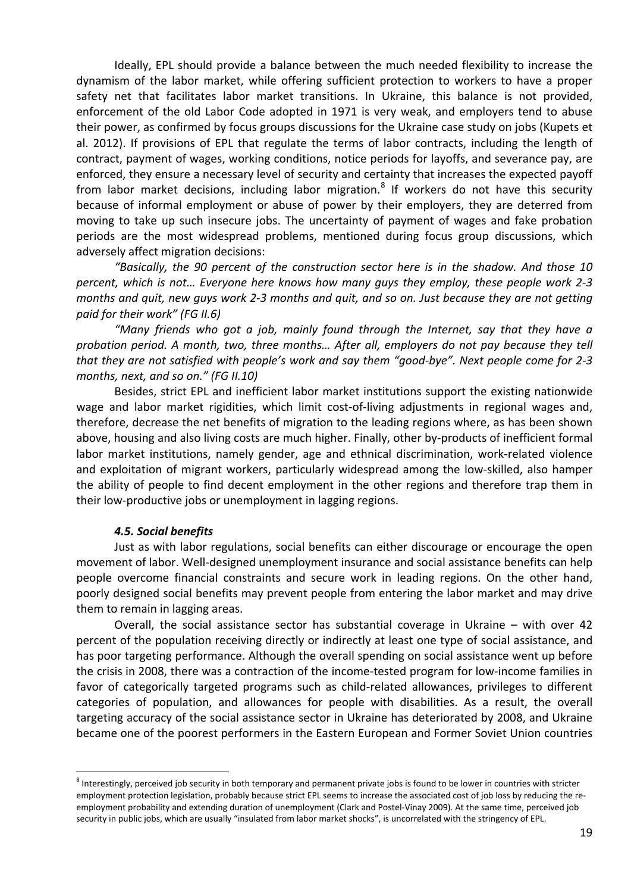Ideally, EPL should provide a balance between the much needed flexibility to increase the dynamism of the labor market, while offering sufficient protection to workers to have a proper safety net that facilitates labor market transitions. In Ukraine, this balance is not provided, enforcement of the old Labor Code adopted in 1971 is very weak, and employers tend to abuse their power, as confirmed by focus groups discussions for the Ukraine case study on jobs (Kupets et al. 2012). If provisions of EPL that regulate the terms of labor contracts, including the length of contract, payment of wages, working conditions, notice periods for layoffs, and severance pay, are enforced, they ensure a necessary level of security and certainty that increases the expected payoff from labor market decisions, including labor migration.[8] If workers do not have this security because of informal employment or abuse of power by their employers, they are deterred from moving to take up such insecure jobs. The uncertainty of payment of wages and fake probation periods are the most widespread problems, mentioned during focus group discussions, which adversely affect migration decisions:

*"Basically, the 90 percent of the construction sector here is in the shadow. And those 10 percent, which is not… Everyone here knows how many guys they employ, these people work 2-3 months and quit, new guys work 2-3 months and quit, and so on. Just because they are not getting paid for their work" (FG II.6)*

*"Many friends who got a job, mainly found through the Internet, say that they have a probation period. A month, two, three months… After all, employers do not pay because they tell that they are not satisfied with people's work and say them "good-bye". Next people come for 2-3 months, next, and so on." (FG II.10)*

Besides, strict EPL and inefficient labor market institutions support the existing nationwide wage and labor market rigidities, which limit cost-of-living adjustments in regional wages and, therefore, decrease the net benefits of migration to the leading regions where, as has been shown above, housing and also living costs are much higher. Finally, other by-products of inefficient formal labor market institutions, namely gender, age and ethnical discrimination, work-related violence and exploitation of migrant workers, particularly widespread among the low-skilled, also hamper the ability of people to find decent employment in the other regions and therefore trap them in their low-productive jobs or unemployment in lagging regions.

### *4.5. Social benefits*

Just as with labor regulations, social benefits can either discourage or encourage the open movement of labor. Well-designed unemployment insurance and social assistance benefits can help people overcome financial constraints and secure work in leading regions. On the other hand, poorly designed social benefits may prevent people from entering the labor market and may drive them to remain in lagging areas.

Overall, the social assistance sector has substantial coverage in Ukraine – with over 42 percent of the population receiving directly or indirectly at least one type of social assistance, and has poor targeting performance. Although the overall spending on social assistance went up before the crisis in 2008, there was a contraction of the income-tested program for low-income families in favor of categorically targeted programs such as child-related allowances, privileges to different categories of population, and allowances for people with disabilities. As a result, the overall targeting accuracy of the social assistance sector in Ukraine has deteriorated by 2008, and Ukraine became one of the poorest performers in the Eastern European and Former Soviet Union countries

---

[8] Interestingly, perceived job security in both temporary and permanent private jobs is found to be lower in countries with stricter employment protection legislation, probably because strict EPL seems to increase the associated cost of job loss by reducing the re-employment probability and extending duration of unemployment (Clark and Postel-Vinay 2009). At the same time, perceived job security in public jobs, which are usually "insulated from labor market shocks", is uncorrelated with the stringency of EPL.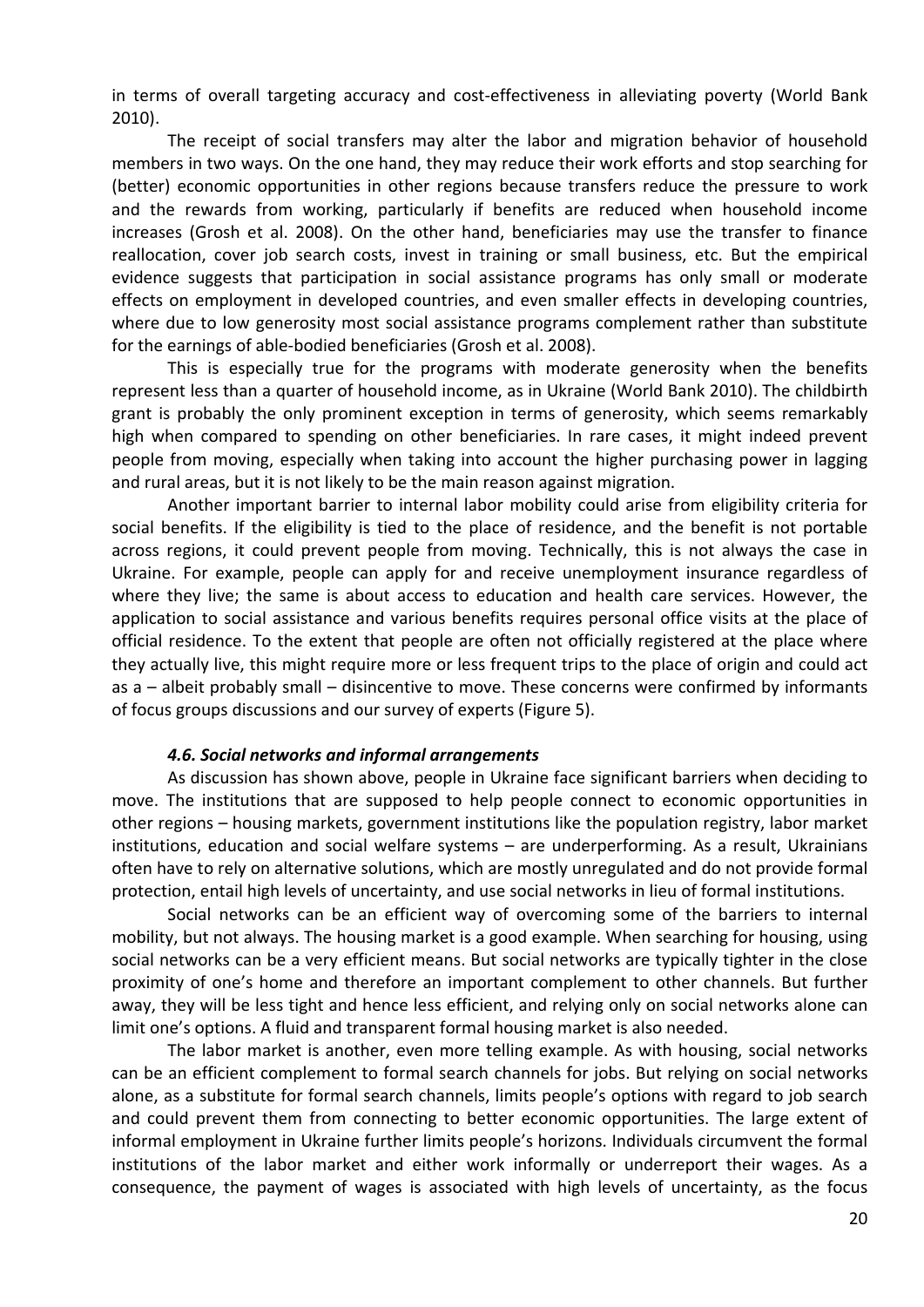in terms of overall targeting accuracy and cost-effectiveness in alleviating poverty (World Bank 2010).

The receipt of social transfers may alter the labor and migration behavior of household members in two ways. On the one hand, they may reduce their work efforts and stop searching for (better) economic opportunities in other regions because transfers reduce the pressure to work and the rewards from working, particularly if benefits are reduced when household income increases (Grosh et al. 2008). On the other hand, beneficiaries may use the transfer to finance reallocation, cover job search costs, invest in training or small business, etc. But the empirical evidence suggests that participation in social assistance programs has only small or moderate effects on employment in developed countries, and even smaller effects in developing countries, where due to low generosity most social assistance programs complement rather than substitute for the earnings of able-bodied beneficiaries (Grosh et al. 2008).

This is especially true for the programs with moderate generosity when the benefits represent less than a quarter of household income, as in Ukraine (World Bank 2010). The childbirth grant is probably the only prominent exception in terms of generosity, which seems remarkably high when compared to spending on other beneficiaries. In rare cases, it might indeed prevent people from moving, especially when taking into account the higher purchasing power in lagging and rural areas, but it is not likely to be the main reason against migration.

Another important barrier to internal labor mobility could arise from eligibility criteria for social benefits. If the eligibility is tied to the place of residence, and the benefit is not portable across regions, it could prevent people from moving. Technically, this is not always the case in Ukraine. For example, people can apply for and receive unemployment insurance regardless of where they live; the same is about access to education and health care services. However, the application to social assistance and various benefits requires personal office visits at the place of official residence. To the extent that people are often not officially registered at the place where they actually live, this might require more or less frequent trips to the place of origin and could act as a – albeit probably small – disincentive to move. These concerns were confirmed by informants of focus groups discussions and our survey of experts (Figure 5).

#### *4.6. Social networks and informal arrangements*

As discussion has shown above, people in Ukraine face significant barriers when deciding to move. The institutions that are supposed to help people connect to economic opportunities in other regions – housing markets, government institutions like the population registry, labor market institutions, education and social welfare systems – are underperforming. As a result, Ukrainians often have to rely on alternative solutions, which are mostly unregulated and do not provide formal protection, entail high levels of uncertainty, and use social networks in lieu of formal institutions.

Social networks can be an efficient way of overcoming some of the barriers to internal mobility, but not always. The housing market is a good example. When searching for housing, using social networks can be a very efficient means. But social networks are typically tighter in the close proximity of one's home and therefore an important complement to other channels. But further away, they will be less tight and hence less efficient, and relying only on social networks alone can limit one's options. A fluid and transparent formal housing market is also needed.

The labor market is another, even more telling example. As with housing, social networks can be an efficient complement to formal search channels for jobs. But relying on social networks alone, as a substitute for formal search channels, limits people's options with regard to job search and could prevent them from connecting to better economic opportunities. The large extent of informal employment in Ukraine further limits people's horizons. Individuals circumvent the formal institutions of the labor market and either work informally or underreport their wages. As a consequence, the payment of wages is associated with high levels of uncertainty, as the focus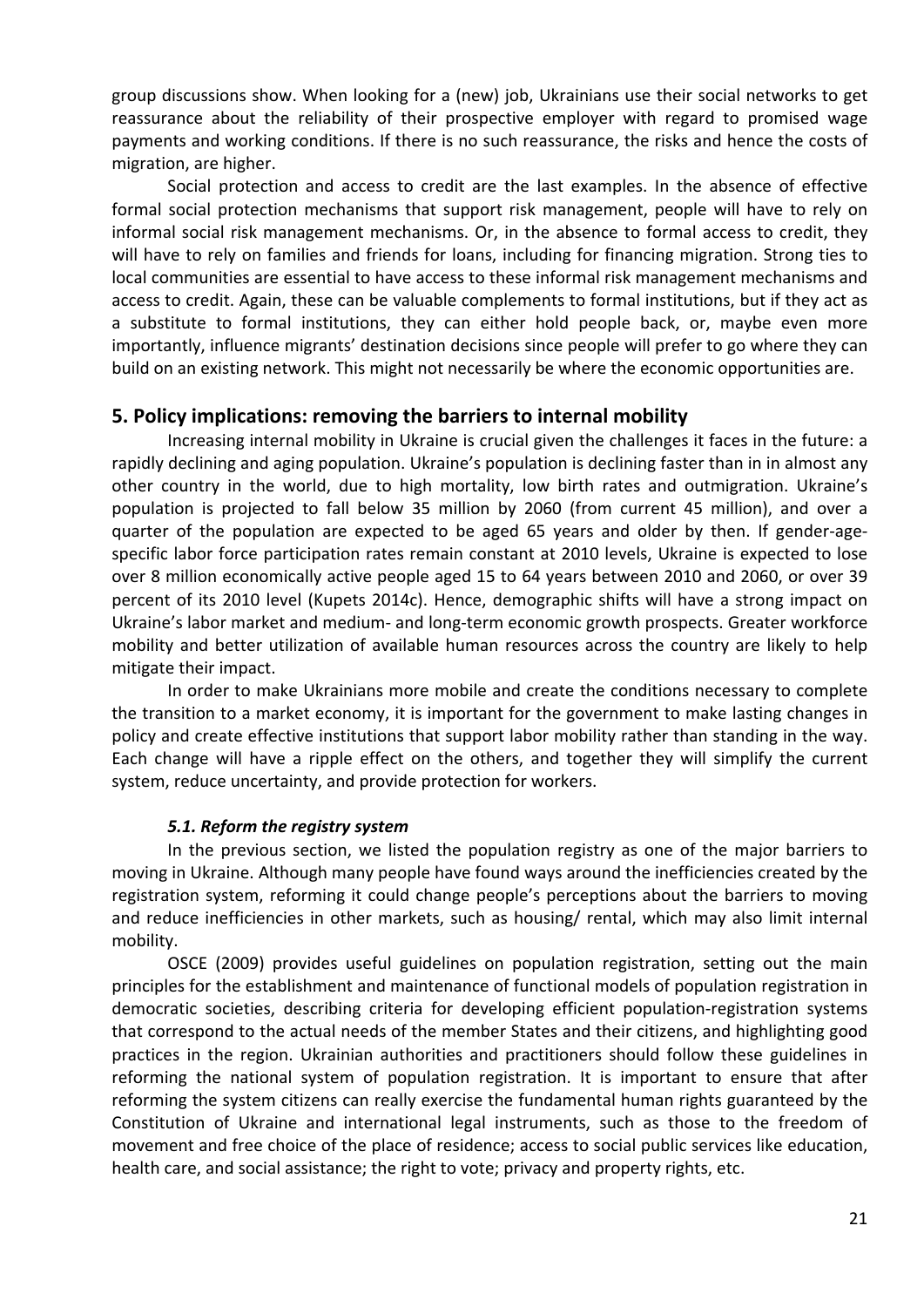group discussions show. When looking for a (new) job, Ukrainians use their social networks to get reassurance about the reliability of their prospective employer with regard to promised wage payments and working conditions. If there is no such reassurance, the risks and hence the costs of migration, are higher.

Social protection and access to credit are the last examples. In the absence of effective formal social protection mechanisms that support risk management, people will have to rely on informal social risk management mechanisms. Or, in the absence to formal access to credit, they will have to rely on families and friends for loans, including for financing migration. Strong ties to local communities are essential to have access to these informal risk management mechanisms and access to credit. Again, these can be valuable complements to formal institutions, but if they act as a substitute to formal institutions, they can either hold people back, or, maybe even more importantly, influence migrants' destination decisions since people will prefer to go where they can build on an existing network. This might not necessarily be where the economic opportunities are.

## 5. Policy implications: removing the barriers to internal mobility

Increasing internal mobility in Ukraine is crucial given the challenges it faces in the future: a rapidly declining and aging population. Ukraine's population is declining faster than in in almost any other country in the world, due to high mortality, low birth rates and outmigration. Ukraine's population is projected to fall below 35 million by 2060 (from current 45 million), and over a quarter of the population are expected to be aged 65 years and older by then. If gender-age-specific labor force participation rates remain constant at 2010 levels, Ukraine is expected to lose over 8 million economically active people aged 15 to 64 years between 2010 and 2060, or over 39 percent of its 2010 level (Kupets 2014c). Hence, demographic shifts will have a strong impact on Ukraine's labor market and medium- and long-term economic growth prospects. Greater workforce mobility and better utilization of available human resources across the country are likely to help mitigate their impact.

In order to make Ukrainians more mobile and create the conditions necessary to complete the transition to a market economy, it is important for the government to make lasting changes in policy and create effective institutions that support labor mobility rather than standing in the way. Each change will have a ripple effect on the others, and together they will simplify the current system, reduce uncertainty, and provide protection for workers.

### *5.1. Reform the registry system*

In the previous section, we listed the population registry as one of the major barriers to moving in Ukraine. Although many people have found ways around the inefficiencies created by the registration system, reforming it could change people's perceptions about the barriers to moving and reduce inefficiencies in other markets, such as housing/ rental, which may also limit internal mobility.

OSCE (2009) provides useful guidelines on population registration, setting out the main principles for the establishment and maintenance of functional models of population registration in democratic societies, describing criteria for developing efficient population-registration systems that correspond to the actual needs of the member States and their citizens, and highlighting good practices in the region. Ukrainian authorities and practitioners should follow these guidelines in reforming the national system of population registration. It is important to ensure that after reforming the system citizens can really exercise the fundamental human rights guaranteed by the Constitution of Ukraine and international legal instruments, such as those to the freedom of movement and free choice of the place of residence; access to social public services like education, health care, and social assistance; the right to vote; privacy and property rights, etc.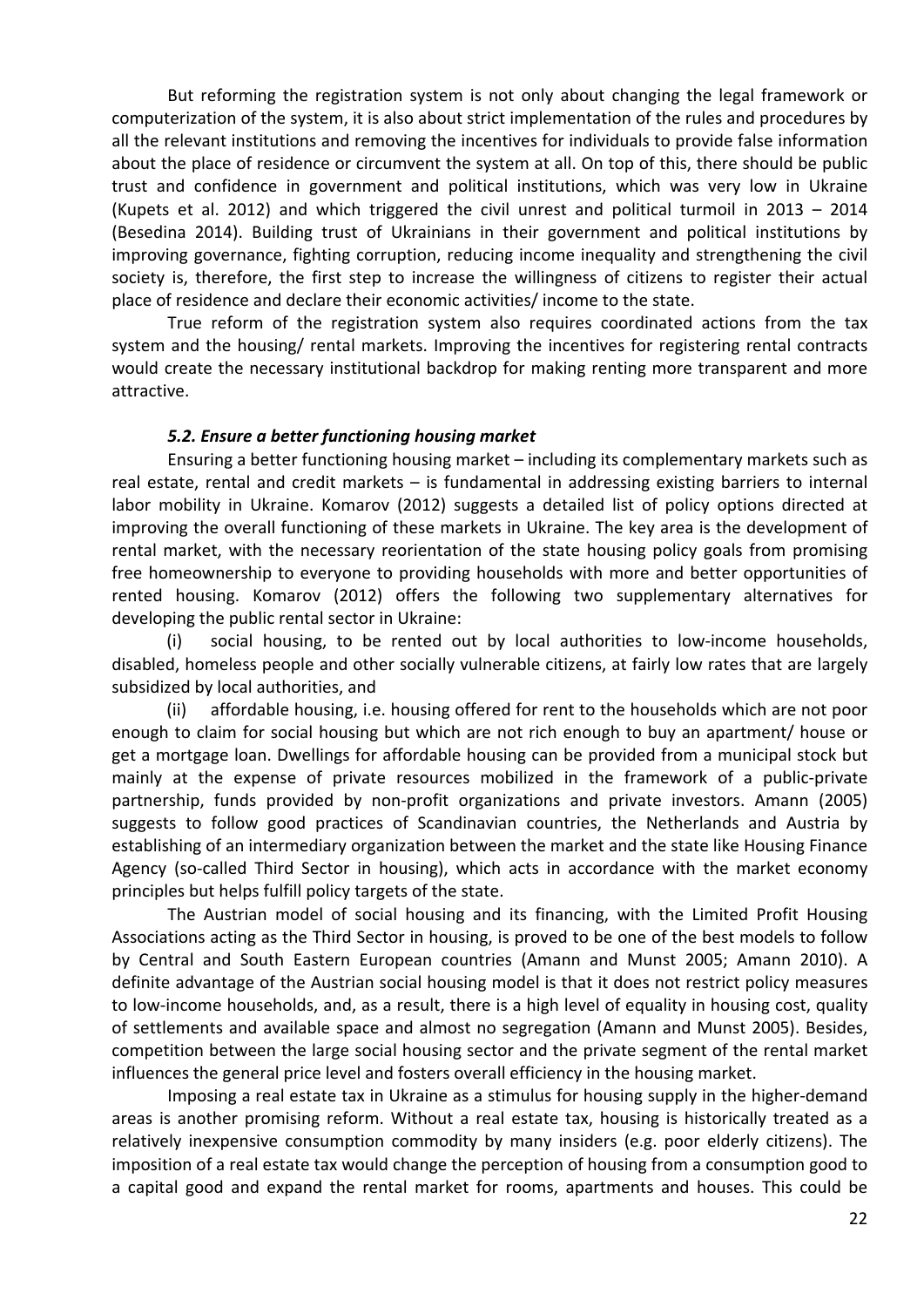But reforming the registration system is not only about changing the legal framework or computerization of the system, it is also about strict implementation of the rules and procedures by all the relevant institutions and removing the incentives for individuals to provide false information about the place of residence or circumvent the system at all. On top of this, there should be public trust and confidence in government and political institutions, which was very low in Ukraine (Kupets et al. 2012) and which triggered the civil unrest and political turmoil in 2013 – 2014 (Besedina 2014). Building trust of Ukrainians in their government and political institutions by improving governance, fighting corruption, reducing income inequality and strengthening the civil society is, therefore, the first step to increase the willingness of citizens to register their actual place of residence and declare their economic activities/ income to the state.

True reform of the registration system also requires coordinated actions from the tax system and the housing/ rental markets. Improving the incentives for registering rental contracts would create the necessary institutional backdrop for making renting more transparent and more attractive.

### *5.2. Ensure a better functioning housing market*

Ensuring a better functioning housing market – including its complementary markets such as real estate, rental and credit markets – is fundamental in addressing existing barriers to internal labor mobility in Ukraine. Komarov (2012) suggests a detailed list of policy options directed at improving the overall functioning of these markets in Ukraine. The key area is the development of rental market, with the necessary reorientation of the state housing policy goals from promising free homeownership to everyone to providing households with more and better opportunities of rented housing. Komarov (2012) offers the following two supplementary alternatives for developing the public rental sector in Ukraine:

(i) social housing, to be rented out by local authorities to low-income households, disabled, homeless people and other socially vulnerable citizens, at fairly low rates that are largely subsidized by local authorities, and

(ii) affordable housing, i.e. housing offered for rent to the households which are not poor enough to claim for social housing but which are not rich enough to buy an apartment/ house or get a mortgage loan. Dwellings for affordable housing can be provided from a municipal stock but mainly at the expense of private resources mobilized in the framework of a public-private partnership, funds provided by non-profit organizations and private investors. Amann (2005) suggests to follow good practices of Scandinavian countries, the Netherlands and Austria by establishing of an intermediary organization between the market and the state like Housing Finance Agency (so-called Third Sector in housing), which acts in accordance with the market economy principles but helps fulfill policy targets of the state.

The Austrian model of social housing and its financing, with the Limited Profit Housing Associations acting as the Third Sector in housing, is proved to be one of the best models to follow by Central and South Eastern European countries (Amann and Munst 2005; Amann 2010). A definite advantage of the Austrian social housing model is that it does not restrict policy measures to low-income households, and, as a result, there is a high level of equality in housing cost, quality of settlements and available space and almost no segregation (Amann and Munst 2005). Besides, competition between the large social housing sector and the private segment of the rental market influences the general price level and fosters overall efficiency in the housing market.

Imposing a real estate tax in Ukraine as a stimulus for housing supply in the higher-demand areas is another promising reform. Without a real estate tax, housing is historically treated as a relatively inexpensive consumption commodity by many insiders (e.g. poor elderly citizens). The imposition of a real estate tax would change the perception of housing from a consumption good to a capital good and expand the rental market for rooms, apartments and houses. This could be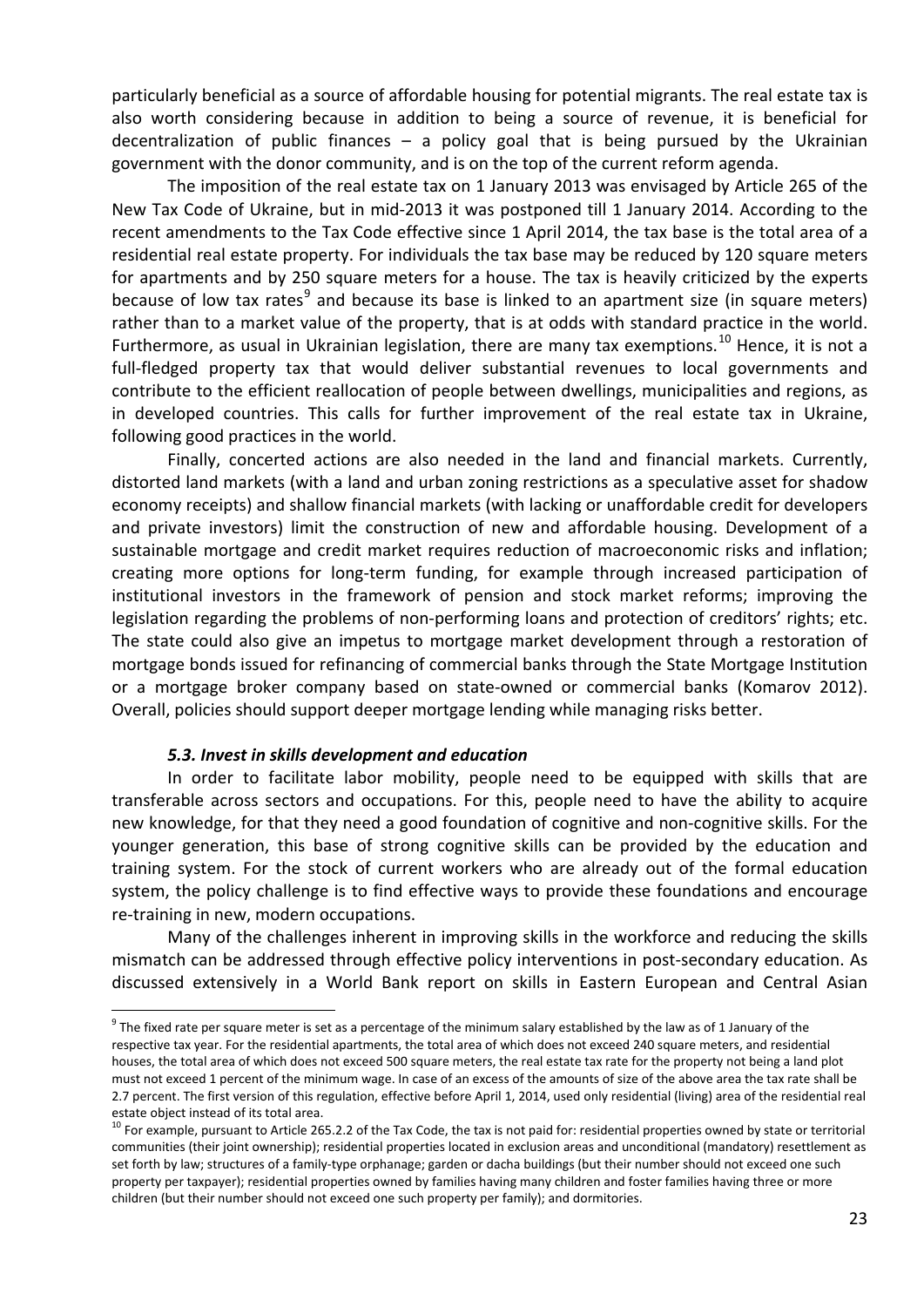particularly beneficial as a source of affordable housing for potential migrants. The real estate tax is also worth considering because in addition to being a source of revenue, it is beneficial for decentralization of public finances – a policy goal that is being pursued by the Ukrainian government with the donor community, and is on the top of the current reform agenda.

The imposition of the real estate tax on 1 January 2013 was envisaged by Article 265 of the New Tax Code of Ukraine, but in mid-2013 it was postponed till 1 January 2014. According to the recent amendments to the Tax Code effective since 1 April 2014, the tax base is the total area of a residential real estate property. For individuals the tax base may be reduced by 120 square meters for apartments and by 250 square meters for a house. The tax is heavily criticized by the experts because of low tax rates[9] and because its base is linked to an apartment size (in square meters) rather than to a market value of the property, that is at odds with standard practice in the world. Furthermore, as usual in Ukrainian legislation, there are many tax exemptions.[10] Hence, it is not a full-fledged property tax that would deliver substantial revenues to local governments and contribute to the efficient reallocation of people between dwellings, municipalities and regions, as in developed countries. This calls for further improvement of the real estate tax in Ukraine, following good practices in the world.

Finally, concerted actions are also needed in the land and financial markets. Currently, distorted land markets (with a land and urban zoning restrictions as a speculative asset for shadow economy receipts) and shallow financial markets (with lacking or unaffordable credit for developers and private investors) limit the construction of new and affordable housing. Development of a sustainable mortgage and credit market requires reduction of macroeconomic risks and inflation; creating more options for long-term funding, for example through increased participation of institutional investors in the framework of pension and stock market reforms; improving the legislation regarding the problems of non-performing loans and protection of creditors' rights; etc. The state could also give an impetus to mortgage market development through a restoration of mortgage bonds issued for refinancing of commercial banks through the State Mortgage Institution or a mortgage broker company based on state-owned or commercial banks (Komarov 2012). Overall, policies should support deeper mortgage lending while managing risks better.

### *5.3. Invest in skills development and education*

In order to facilitate labor mobility, people need to be equipped with skills that are transferable across sectors and occupations. For this, people need to have the ability to acquire new knowledge, for that they need a good foundation of cognitive and non-cognitive skills. For the younger generation, this base of strong cognitive skills can be provided by the education and training system. For the stock of current workers who are already out of the formal education system, the policy challenge is to find effective ways to provide these foundations and encourage re-training in new, modern occupations.

Many of the challenges inherent in improving skills in the workforce and reducing the skills mismatch can be addressed through effective policy interventions in post-secondary education. As discussed extensively in a World Bank report on skills in Eastern European and Central Asian

---

[9] The fixed rate per square meter is set as a percentage of the minimum salary established by the law as of 1 January of the respective tax year. For the residential apartments, the total area of which does not exceed 240 square meters, and residential houses, the total area of which does not exceed 500 square meters, the real estate tax rate for the property not being a land plot must not exceed 1 percent of the minimum wage. In case of an excess of the amounts of size of the above area the tax rate shall be 2.7 percent. The first version of this regulation, effective before April 1, 2014, used only residential (living) area of the residential real estate object instead of its total area.

[10] For example, pursuant to Article 265.2.2 of the Tax Code, the tax is not paid for: residential properties owned by state or territorial communities (their joint ownership); residential properties located in exclusion areas and unconditional (mandatory) resettlement as set forth by law; structures of a family-type orphanage; garden or dacha buildings (but their number should not exceed one such property per taxpayer); residential properties owned by families having many children and foster families having three or more children (but their number should not exceed one such property per family); and dormitories.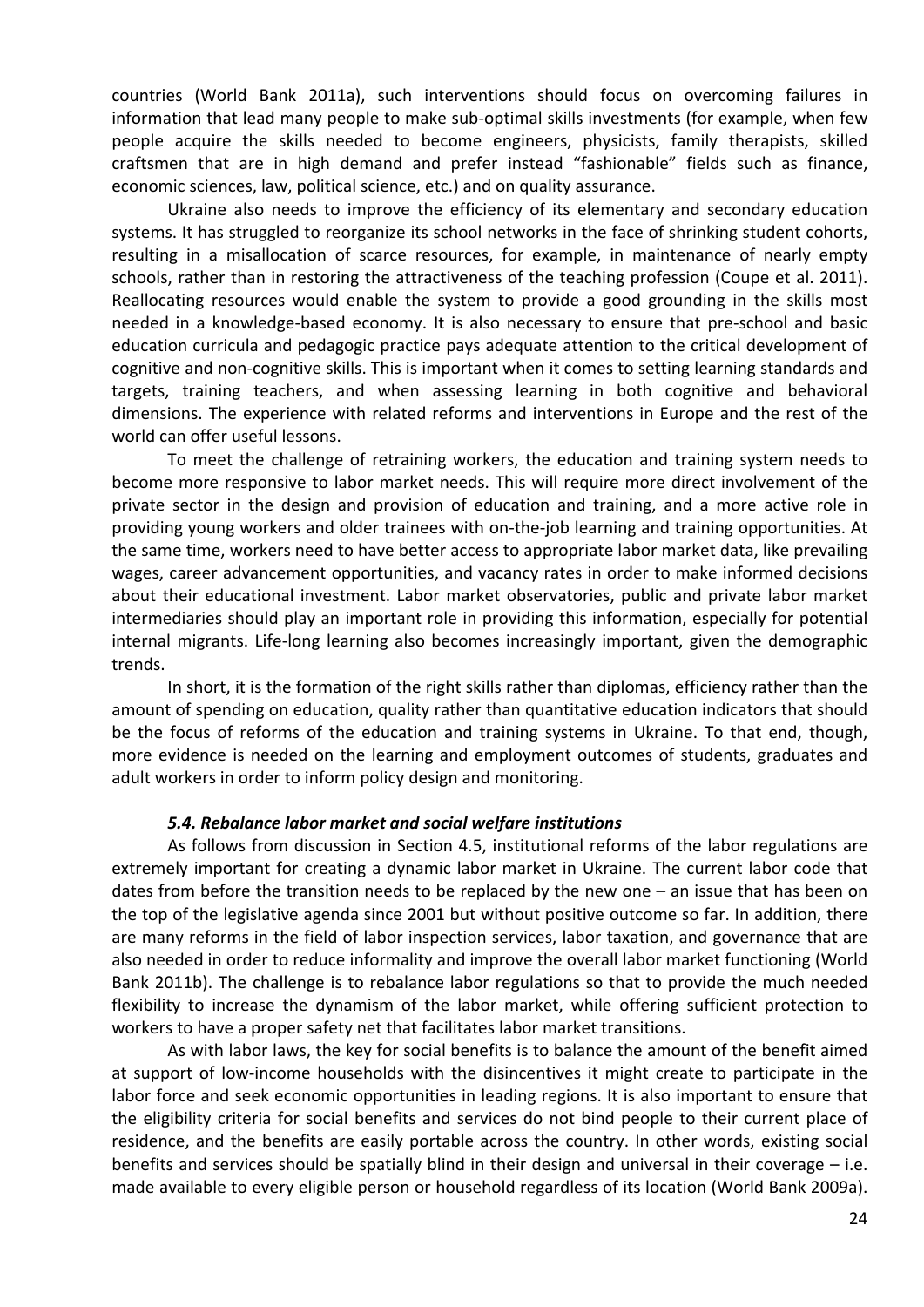countries (World Bank 2011a), such interventions should focus on overcoming failures in information that lead many people to make sub-optimal skills investments (for example, when few people acquire the skills needed to become engineers, physicists, family therapists, skilled craftsmen that are in high demand and prefer instead "fashionable" fields such as finance, economic sciences, law, political science, etc.) and on quality assurance.

Ukraine also needs to improve the efficiency of its elementary and secondary education systems. It has struggled to reorganize its school networks in the face of shrinking student cohorts, resulting in a misallocation of scarce resources, for example, in maintenance of nearly empty schools, rather than in restoring the attractiveness of the teaching profession (Coupe et al. 2011). Reallocating resources would enable the system to provide a good grounding in the skills most needed in a knowledge-based economy. It is also necessary to ensure that pre-school and basic education curricula and pedagogic practice pays adequate attention to the critical development of cognitive and non-cognitive skills. This is important when it comes to setting learning standards and targets, training teachers, and when assessing learning in both cognitive and behavioral dimensions. The experience with related reforms and interventions in Europe and the rest of the world can offer useful lessons.

To meet the challenge of retraining workers, the education and training system needs to become more responsive to labor market needs. This will require more direct involvement of the private sector in the design and provision of education and training, and a more active role in providing young workers and older trainees with on-the-job learning and training opportunities. At the same time, workers need to have better access to appropriate labor market data, like prevailing wages, career advancement opportunities, and vacancy rates in order to make informed decisions about their educational investment. Labor market observatories, public and private labor market intermediaries should play an important role in providing this information, especially for potential internal migrants. Life-long learning also becomes increasingly important, given the demographic trends.

In short, it is the formation of the right skills rather than diplomas, efficiency rather than the amount of spending on education, quality rather than quantitative education indicators that should be the focus of reforms of the education and training systems in Ukraine. To that end, though, more evidence is needed on the learning and employment outcomes of students, graduates and adult workers in order to inform policy design and monitoring.

### *5.4. Rebalance labor market and social welfare institutions*

As follows from discussion in Section 4.5, institutional reforms of the labor regulations are extremely important for creating a dynamic labor market in Ukraine. The current labor code that dates from before the transition needs to be replaced by the new one – an issue that has been on the top of the legislative agenda since 2001 but without positive outcome so far. In addition, there are many reforms in the field of labor inspection services, labor taxation, and governance that are also needed in order to reduce informality and improve the overall labor market functioning (World Bank 2011b). The challenge is to rebalance labor regulations so that to provide the much needed flexibility to increase the dynamism of the labor market, while offering sufficient protection to workers to have a proper safety net that facilitates labor market transitions.

As with labor laws, the key for social benefits is to balance the amount of the benefit aimed at support of low-income households with the disincentives it might create to participate in the labor force and seek economic opportunities in leading regions. It is also important to ensure that the eligibility criteria for social benefits and services do not bind people to their current place of residence, and the benefits are easily portable across the country. In other words, existing social benefits and services should be spatially blind in their design and universal in their coverage – i.e. made available to every eligible person or household regardless of its location (World Bank 2009a).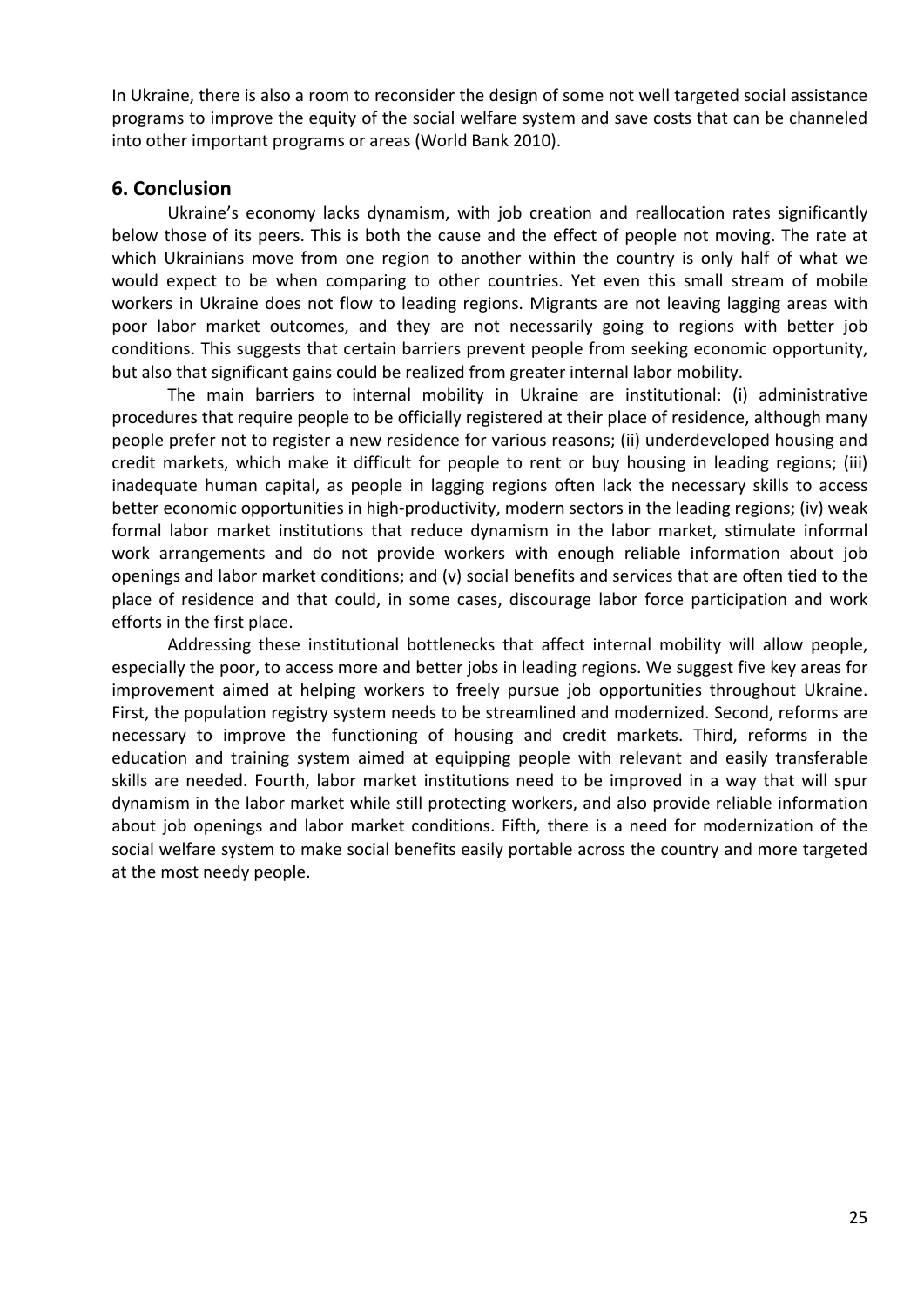In Ukraine, there is also a room to reconsider the design of some not well targeted social assistance programs to improve the equity of the social welfare system and save costs that can be channeled into other important programs or areas (World Bank 2010).

## 6. Conclusion

Ukraine's economy lacks dynamism, with job creation and reallocation rates significantly below those of its peers. This is both the cause and the effect of people not moving. The rate at which Ukrainians move from one region to another within the country is only half of what we would expect to be when comparing to other countries. Yet even this small stream of mobile workers in Ukraine does not flow to leading regions. Migrants are not leaving lagging areas with poor labor market outcomes, and they are not necessarily going to regions with better job conditions. This suggests that certain barriers prevent people from seeking economic opportunity, but also that significant gains could be realized from greater internal labor mobility.

The main barriers to internal mobility in Ukraine are institutional: (i) administrative procedures that require people to be officially registered at their place of residence, although many people prefer not to register a new residence for various reasons; (ii) underdeveloped housing and credit markets, which make it difficult for people to rent or buy housing in leading regions; (iii) inadequate human capital, as people in lagging regions often lack the necessary skills to access better economic opportunities in high-productivity, modern sectors in the leading regions; (iv) weak formal labor market institutions that reduce dynamism in the labor market, stimulate informal work arrangements and do not provide workers with enough reliable information about job openings and labor market conditions; and (v) social benefits and services that are often tied to the place of residence and that could, in some cases, discourage labor force participation and work efforts in the first place.

Addressing these institutional bottlenecks that affect internal mobility will allow people, especially the poor, to access more and better jobs in leading regions. We suggest five key areas for improvement aimed at helping workers to freely pursue job opportunities throughout Ukraine. First, the population registry system needs to be streamlined and modernized. Second, reforms are necessary to improve the functioning of housing and credit markets. Third, reforms in the education and training system aimed at equipping people with relevant and easily transferable skills are needed. Fourth, labor market institutions need to be improved in a way that will spur dynamism in the labor market while still protecting workers, and also provide reliable information about job openings and labor market conditions. Fifth, there is a need for modernization of the social welfare system to make social benefits easily portable across the country and more targeted at the most needy people.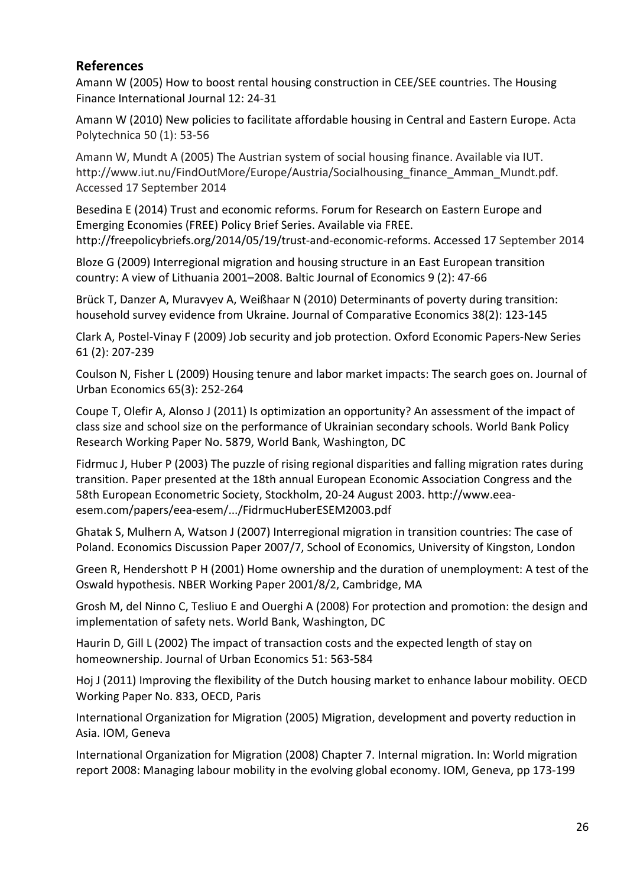## References

Amann W (2005) How to boost rental housing construction in CEE/SEE countries. The Housing Finance International Journal 12: 24-31

Amann W (2010) New policies to facilitate affordable housing in Central and Eastern Europe. Acta Polytechnica 50 (1): 53-56

Amann W, Mundt A (2005) The Austrian system of social housing finance. Available via IUT. http://www.iut.nu/FindOutMore/Europe/Austria/Socialhousing_finance_Amman_Mundt.pdf. Accessed 17 September 2014

Besedina E (2014) Trust and economic reforms. Forum for Research on Eastern Europe and Emerging Economies (FREE) Policy Brief Series. Available via FREE. http://freepolicybriefs.org/2014/05/19/trust-and-economic-reforms. Accessed 17 September 2014

Bloze G (2009) Interregional migration and housing structure in an East European transition country: A view of Lithuania 2001–2008. Baltic Journal of Economics 9 (2): 47-66

Brück T, Danzer A, Muravyev A, Weißhaar N (2010) Determinants of poverty during transition: household survey evidence from Ukraine. Journal of Comparative Economics 38(2): 123-145

Clark A, Postel-Vinay F (2009) Job security and job protection. Oxford Economic Papers-New Series 61 (2): 207-239

Coulson N, Fisher L (2009) Housing tenure and labor market impacts: The search goes on. Journal of Urban Economics 65(3): 252-264

Coupe T, Olefir A, Alonso J (2011) Is optimization an opportunity? An assessment of the impact of class size and school size on the performance of Ukrainian secondary schools. World Bank Policy Research Working Paper No. 5879, World Bank, Washington, DC

Fidrmuc J, Huber P (2003) The puzzle of rising regional disparities and falling migration rates during transition. Paper presented at the 18th annual European Economic Association Congress and the 58th European Econometric Society, Stockholm, 20-24 August 2003. http://www.eea-esem.com/papers/eea-esem/.../FidrmucHuberESEM2003.pdf

Ghatak S, Mulhern A, Watson J (2007) Interregional migration in transition countries: The case of Poland. Economics Discussion Paper 2007/7, School of Economics, University of Kingston, London

Green R, Hendershott P H (2001) Home ownership and the duration of unemployment: A test of the Oswald hypothesis. NBER Working Paper 2001/8/2, Cambridge, MA

Grosh M, del Ninno C, Tesliuo E and Ouerghi A (2008) For protection and promotion: the design and implementation of safety nets. World Bank, Washington, DC

Haurin D, Gill L (2002) The impact of transaction costs and the expected length of stay on homeownership. Journal of Urban Economics 51: 563-584

Hoj J (2011) Improving the flexibility of the Dutch housing market to enhance labour mobility. OECD Working Paper No. 833, OECD, Paris

International Organization for Migration (2005) Migration, development and poverty reduction in Asia. IOM, Geneva

International Organization for Migration (2008) Chapter 7. Internal migration. In: World migration report 2008: Managing labour mobility in the evolving global economy. IOM, Geneva, pp 173-199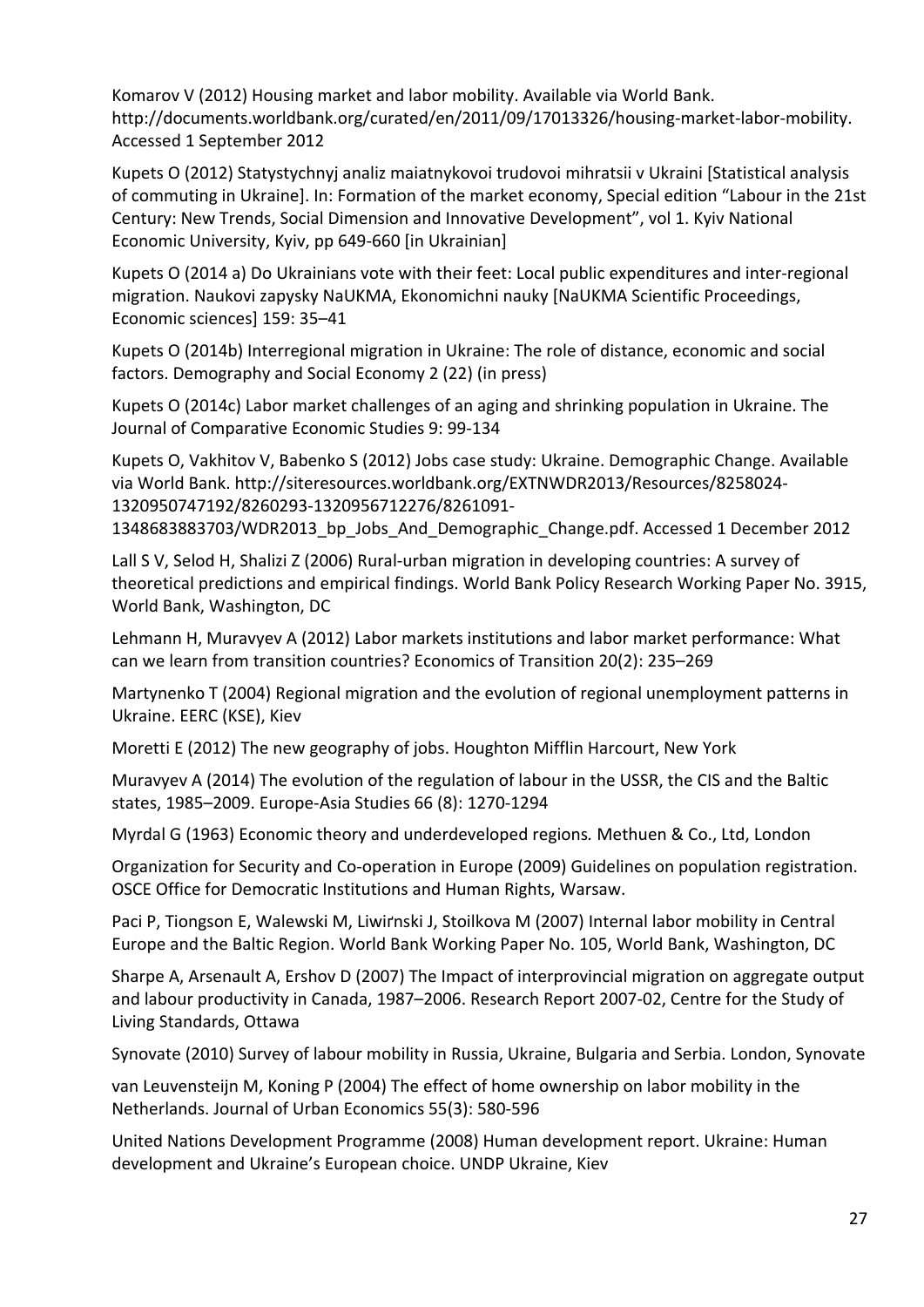Komarov V (2012) Housing market and labor mobility. Available via World Bank. http://documents.worldbank.org/curated/en/2011/09/17013326/housing-market-labor-mobility. Accessed 1 September 2012

Kupets O (2012) Statystychnyj analiz maiatnykovoi trudovoi mihratsii v Ukraini [Statistical analysis of commuting in Ukraine]. In: Formation of the market economy, Special edition "Labour in the 21st Century: New Trends, Social Dimension and Innovative Development", vol 1. Kyiv National Economic University, Kyiv, pp 649-660 [in Ukrainian]

Kupets O (2014 a) Do Ukrainians vote with their feet: Local public expenditures and inter-regional migration. Naukovi zapysky NaUKMA, Ekonomichni nauky [NaUKMA Scientific Proceedings, Economic sciences] 159: 35–41

Kupets O (2014b) Interregional migration in Ukraine: The role of distance, economic and social factors. Demography and Social Economy 2 (22) (in press)

Kupets O (2014c) Labor market challenges of an aging and shrinking population in Ukraine. The Journal of Comparative Economic Studies 9: 99-134

Kupets O, Vakhitov V, Babenko S (2012) Jobs case study: Ukraine. Demographic Change. Available via World Bank. http://siteresources.worldbank.org/EXTNWDR2013/Resources/8258024-1320950747192/8260293-1320956712276/8261091-1348683883703/WDR2013_bp_Jobs_And_Demographic_Change.pdf. Accessed 1 December 2012

Lall S V, Selod H, Shalizi Z (2006) Rural-urban migration in developing countries: A survey of theoretical predictions and empirical findings. World Bank Policy Research Working Paper No. 3915, World Bank, Washington, DC

Lehmann H, Muravyev A (2012) Labor markets institutions and labor market performance: What can we learn from transition countries? Economics of Transition 20(2): 235–269

Martynenko T (2004) Regional migration and the evolution of regional unemployment patterns in Ukraine. EERC (KSE), Kiev

Moretti E (2012) The new geography of jobs. Houghton Mifflin Harcourt, New York

Muravyev A (2014) The evolution of the regulation of labour in the USSR, the CIS and the Baltic states, 1985–2009. Europe-Asia Studies 66 (8): 1270-1294

Myrdal G (1963) Economic theory and underdeveloped regions*.* Methuen & Co., Ltd, London

Organization for Security and Co-operation in Europe (2009) Guidelines on population registration. OSCE Office for Democratic Institutions and Human Rights, Warsaw.

Paci P, Tiongson E, Walewski M, Liwiṅski J, Stoilkova M (2007) Internal labor mobility in Central Europe and the Baltic Region. World Bank Working Paper No. 105, World Bank, Washington, DC

Sharpe A, Arsenault A, Ershov D (2007) The Impact of interprovincial migration on aggregate output and labour productivity in Canada, 1987–2006. Research Report 2007-02, Centre for the Study of Living Standards, Ottawa

Synovate (2010) Survey of labour mobility in Russia, Ukraine, Bulgaria and Serbia. London, Synovate

van Leuvensteijn M, Koning P (2004) The effect of home ownership on labor mobility in the Netherlands. Journal of Urban Economics 55(3): 580-596

United Nations Development Programme (2008) Human development report. Ukraine: Human development and Ukraine's European choice. UNDP Ukraine, Kiev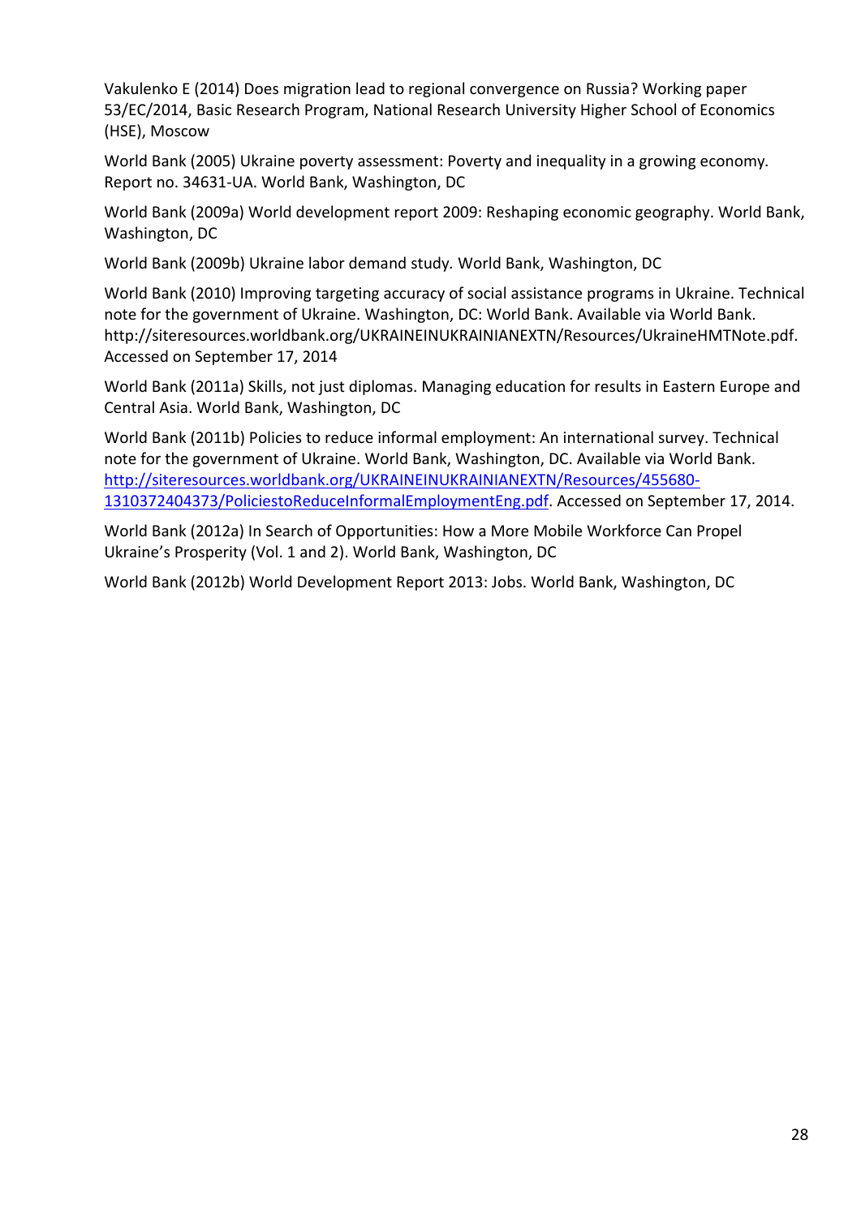Vakulenko E (2014) Does migration lead to regional convergence on Russia? Working paper 53/EC/2014, Basic Research Program, National Research University Higher School of Economics (HSE), Moscow

World Bank (2005) Ukraine poverty assessment: Poverty and inequality in a growing economy. Report no. 34631-UA. World Bank, Washington, DC

World Bank (2009a) World development report 2009: Reshaping economic geography. World Bank, Washington, DC

World Bank (2009b) Ukraine labor demand study. World Bank, Washington, DC

World Bank (2010) Improving targeting accuracy of social assistance programs in Ukraine. Technical note for the government of Ukraine. Washington, DC: World Bank. Available via World Bank. http://siteresources.worldbank.org/UKRAINEINUKRAINIANEXTN/Resources/UkraineHMTNote.pdf. Accessed on September 17, 2014

World Bank (2011a) Skills, not just diplomas. Managing education for results in Eastern Europe and Central Asia. World Bank, Washington, DC

World Bank (2011b) Policies to reduce informal employment: An international survey. Technical note for the government of Ukraine. World Bank, Washington, DC. Available via World Bank. http://siteresources.worldbank.org/UKRAINEINUKRAINIANEXTN/Resources/455680-1310372404373/PoliciestoReduceInformalEmploymentEng.pdf. Accessed on September 17, 2014.

World Bank (2012a) In Search of Opportunities: How a More Mobile Workforce Can Propel Ukraine's Prosperity (Vol. 1 and 2). World Bank, Washington, DC

World Bank (2012b) World Development Report 2013: Jobs. World Bank, Washington, DC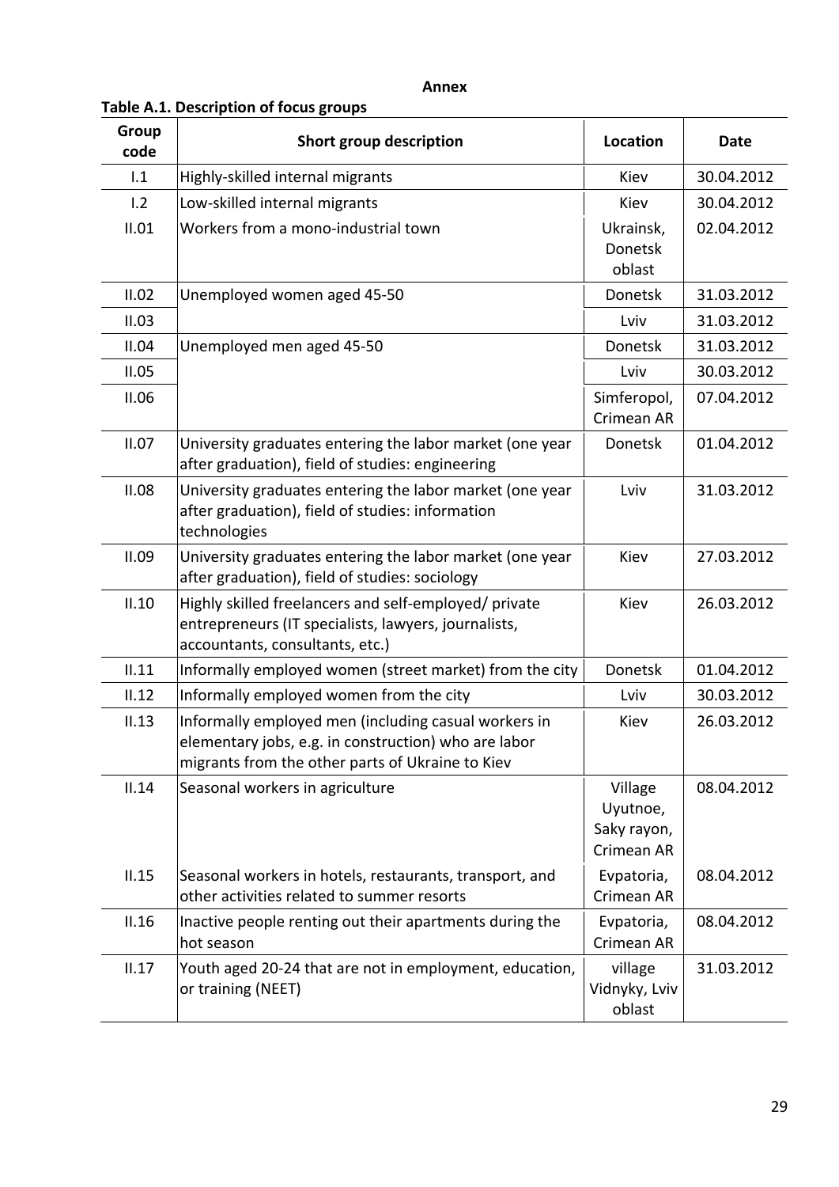# Annex

**Table A.1. Description of focus groups**

| Group code | Short group description | Location | Date |
|---|---|---|---|
| I.1 | Highly-skilled internal migrants | Kiev | 30.04.2012 |
| I.2 | Low-skilled internal migrants | Kiev | 30.04.2012 |
| II.01 | Workers from a mono-industrial town | Ukrainsk, Donetsk oblast | 02.04.2012 |
| II.02 | Unemployed women aged 45-50 | Donetsk | 31.03.2012 |
| II.03 | | Lviv | 31.03.2012 |
| II.04 | Unemployed men aged 45-50 | Donetsk | 31.03.2012 |
| II.05 | | Lviv | 30.03.2012 |
| II.06 | | Simferopol, Crimean AR | 07.04.2012 |
| II.07 | University graduates entering the labor market (one year after graduation), field of studies: engineering | Donetsk | 01.04.2012 |
| II.08 | University graduates entering the labor market (one year after graduation), field of studies: information technologies | Lviv | 31.03.2012 |
| II.09 | University graduates entering the labor market (one year after graduation), field of studies: sociology | Kiev | 27.03.2012 |
| II.10 | Highly skilled freelancers and self-employed/ private entrepreneurs (IT specialists, lawyers, journalists, accountants, consultants, etc.) | Kiev | 26.03.2012 |
| II.11 | Informally employed women (street market) from the city | Donetsk | 01.04.2012 |
| II.12 | Informally employed women from the city | Lviv | 30.03.2012 |
| II.13 | Informally employed men (including casual workers in elementary jobs, e.g. in construction) who are labor migrants from the other parts of Ukraine to Kiev | Kiev | 26.03.2012 |
| II.14 | Seasonal workers in agriculture | Village Uyutnoe, Saky rayon, Crimean AR | 08.04.2012 |
| II.15 | Seasonal workers in hotels, restaurants, transport, and other activities related to summer resorts | Evpatoria, Crimean AR | 08.04.2012 |
| II.16 | Inactive people renting out their apartments during the hot season | Evpatoria, Crimean AR | 08.04.2012 |
| II.17 | Youth aged 20-24 that are not in employment, education, or training (NEET) | village Vidnyky, Lviv oblast | 31.03.2012 |